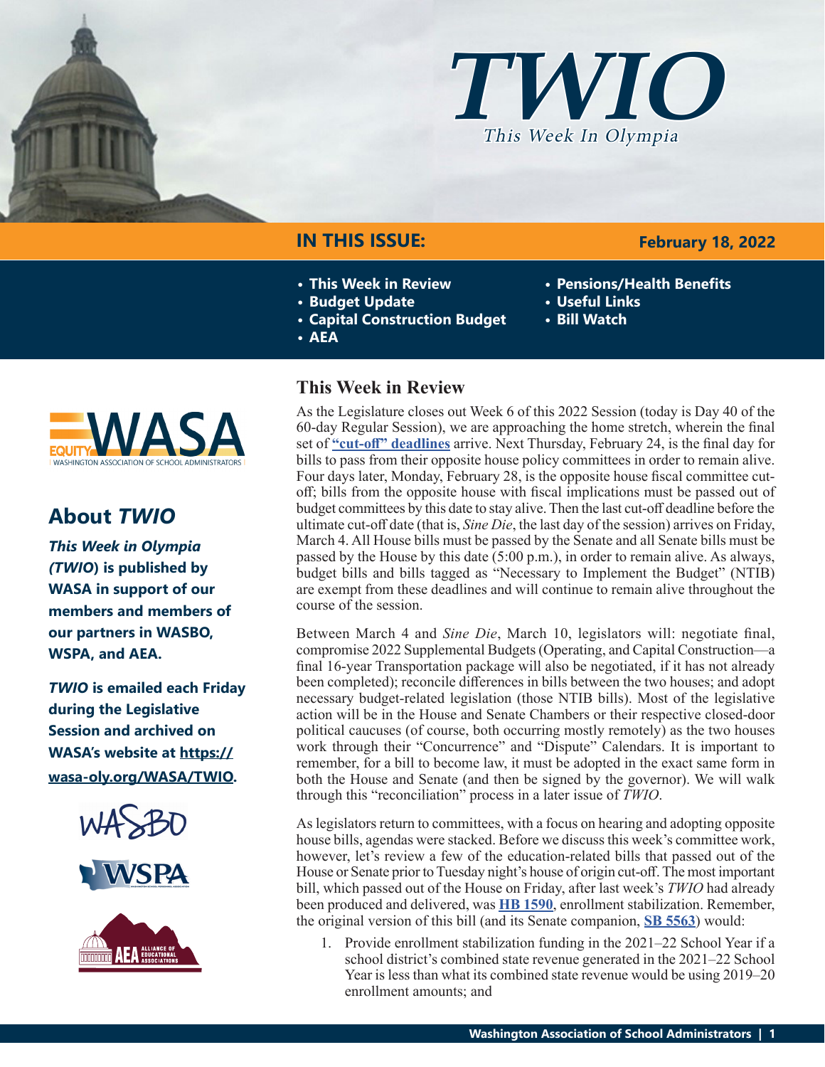# TWIO

*This Week In Olympia*

## IN THIS ISSUE:

**February 18, 2022**

- This Week in Review
- Budget Update
- Capital Construction Budget
- AEA
- Pensions/Health Benefits
- Useful Links
- Bill Watch

## About *TWIO*

***This Week in Olympia (TWIO)* is published by WASA in support of our members and members of our partners in WASBO, WSPA, and AEA.**

***TWIO* is emailed each Friday during the Legislative Session and archived on WASA's website at https://wasa-oly.org/WASA/TWIO.**

## This Week in Review

As the Legislature closes out Week 6 of this 2022 Session (today is Day 40 of the 60-day Regular Session), we are approaching the home stretch, wherein the final set of **"cut-off" deadlines** arrive. Next Thursday, February 24, is the final day for bills to pass from their opposite house policy committees in order to remain alive. Four days later, Monday, February 28, is the opposite house fiscal committee cut-off; bills from the opposite house with fiscal implications must be passed out of budget committees by this date to stay alive. Then the last cut-off deadline before the ultimate cut-off date (that is, *Sine Die*, the last day of the session) arrives on Friday, March 4. All House bills must be passed by the Senate and all Senate bills must be passed by the House by this date (5:00 p.m.), in order to remain alive. As always, budget bills and bills tagged as "Necessary to Implement the Budget" (NTIB) are exempt from these deadlines and will continue to remain alive throughout the course of the session.

Between March 4 and *Sine Die*, March 10, legislators will: negotiate final, compromise 2022 Supplemental Budgets (Operating, and Capital Construction—a final 16-year Transportation package will also be negotiated, if it has not already been completed); reconcile differences in bills between the two houses; and adopt necessary budget-related legislation (those NTIB bills). Most of the legislative action will be in the House and Senate Chambers or their respective closed-door political caucuses (of course, both occurring mostly remotely) as the two houses work through their "Concurrence" and "Dispute" Calendars. It is important to remember, for a bill to become law, it must be adopted in the exact same form in both the House and Senate (and then be signed by the governor). We will walk through this "reconciliation" process in a later issue of *TWIO*.

As legislators return to committees, with a focus on hearing and adopting opposite house bills, agendas were stacked. Before we discuss this week's committee work, however, let's review a few of the education-related bills that passed out of the House or Senate prior to Tuesday night's house of origin cut-off. The most important bill, which passed out of the House on Friday, after last week's *TWIO* had already been produced and delivered, was **HB 1590**, enrollment stabilization. Remember, the original version of this bill (and its Senate companion, **SB 5563**) would:

1. Provide enrollment stabilization funding in the 2021–22 School Year if a school district's combined state revenue generated in the 2021–22 School Year is less than what its combined state revenue would be using 2019–20 enrollment amounts; and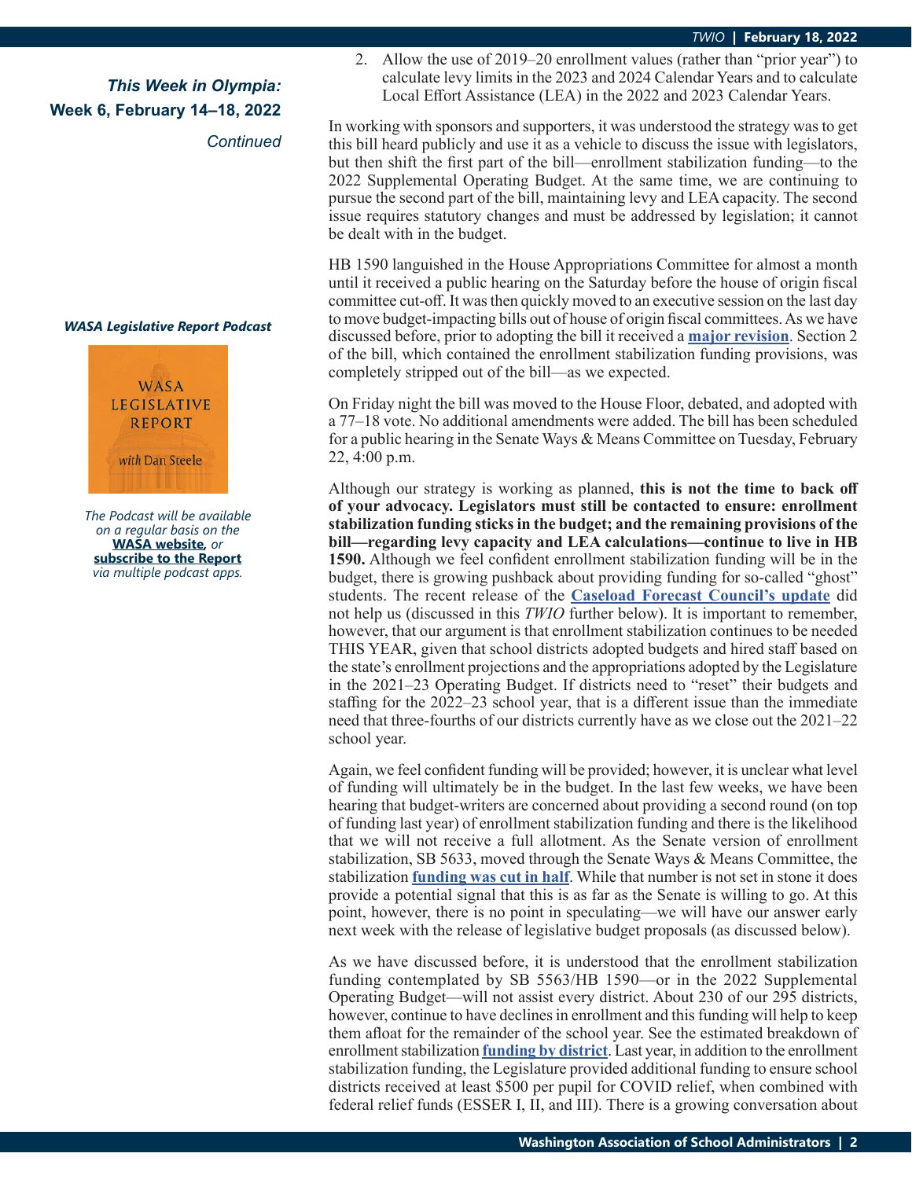*This Week in Olympia:*
**Week 6, February 14–18, 2022**
*Continued*

2. Allow the use of 2019–20 enrollment values (rather than "prior year") to calculate levy limits in the 2023 and 2024 Calendar Years and to calculate Local Effort Assistance (LEA) in the 2022 and 2023 Calendar Years.

In working with sponsors and supporters, it was understood the strategy was to get this bill heard publicly and use it as a vehicle to discuss the issue with legislators, but then shift the first part of the bill—enrollment stabilization funding—to the 2022 Supplemental Operating Budget. At the same time, we are continuing to pursue the second part of the bill, maintaining levy and LEA capacity. The second issue requires statutory changes and must be addressed by legislation; it cannot be dealt with in the budget.

HB 1590 languished in the House Appropriations Committee for almost a month until it received a public hearing on the Saturday before the house of origin fiscal committee cut-off. It was then quickly moved to an executive session on the last day to move budget-impacting bills out of house of origin fiscal committees. As we have discussed before, prior to adopting the bill it received a **major revision**. Section 2 of the bill, which contained the enrollment stabilization funding provisions, was completely stripped out of the bill—as we expected.

On Friday night the bill was moved to the House Floor, debated, and adopted with a 77–18 vote. No additional amendments were added. The bill has been scheduled for a public hearing in the Senate Ways & Means Committee on Tuesday, February 22, 4:00 p.m.

Although our strategy is working as planned, **this is not the time to back off of your advocacy. Legislators must still be contacted to ensure: enrollment stabilization funding sticks in the budget; and the remaining provisions of the bill—regarding levy capacity and LEA calculations—continue to live in HB 1590.** Although we feel confident enrollment stabilization funding will be in the budget, there is growing pushback about providing funding for so-called "ghost" students. The recent release of the **Caseload Forecast Council's update** did not help us (discussed in this *TWIO* further below). It is important to remember, however, that our argument is that enrollment stabilization continues to be needed THIS YEAR, given that school districts adopted budgets and hired staff based on the state's enrollment projections and the appropriations adopted by the Legislature in the 2021–23 Operating Budget. If districts need to "reset" their budgets and staffing for the 2022–23 school year, that is a different issue than the immediate need that three-fourths of our districts currently have as we close out the 2021–22 school year.

Again, we feel confident funding will be provided; however, it is unclear what level of funding will ultimately be in the budget. In the last few weeks, we have been hearing that budget-writers are concerned about providing a second round (on top of funding last year) of enrollment stabilization funding and there is the likelihood that we will not receive a full allotment. As the Senate version of enrollment stabilization, SB 5633, moved through the Senate Ways & Means Committee, the stabilization **funding was cut in half**. While that number is not set in stone it does provide a potential signal that this is as far as the Senate is willing to go. At this point, however, there is no point in speculating—we will have our answer early next week with the release of legislative budget proposals (as discussed below).

As we have discussed before, it is understood that the enrollment stabilization funding contemplated by SB 5563/HB 1590—or in the 2022 Supplemental Operating Budget—will not assist every district. About 230 of our 295 districts, however, continue to have declines in enrollment and this funding will help to keep them afloat for the remainder of the school year. See the estimated breakdown of enrollment stabilization **funding by district**. Last year, in addition to the enrollment stabilization funding, the Legislature provided additional funding to ensure school districts received at least $500 per pupil for COVID relief, when combined with federal relief funds (ESSER I, II, and III). There is a growing conversation about

***WASA Legislative Report Podcast***

WASA LEGISLATIVE REPORT *with* Dan Steele

*The Podcast will be available on a regular basis on the* **WASA website***, or* **subscribe to the Report** *via multiple podcast apps.*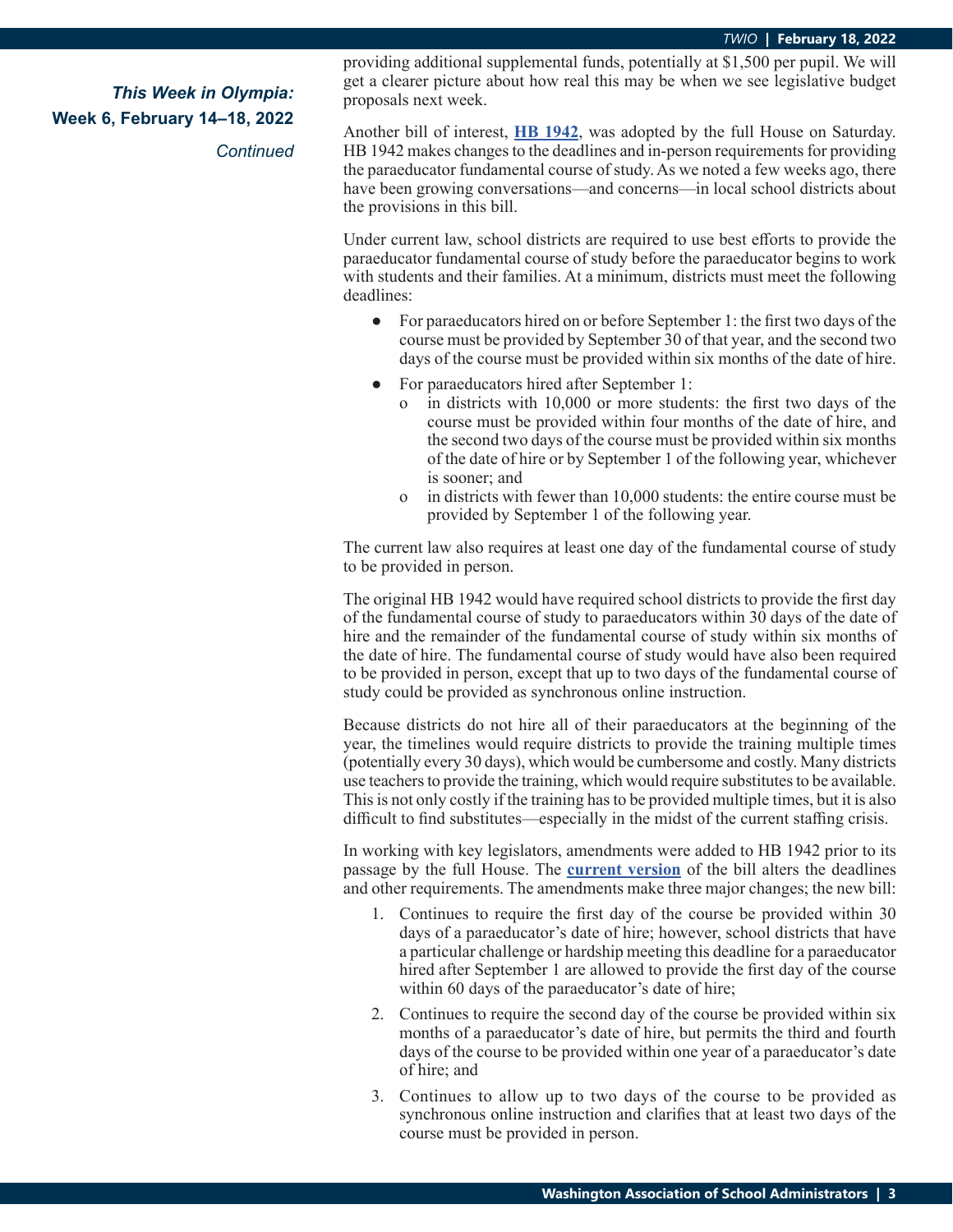*This Week in Olympia:*
**Week 6, February 14–18, 2022**
*Continued*

providing additional supplemental funds, potentially at $1,500 per pupil. We will get a clearer picture about how real this may be when we see legislative budget proposals next week.

Another bill of interest, **HB 1942**, was adopted by the full House on Saturday. HB 1942 makes changes to the deadlines and in-person requirements for providing the paraeducator fundamental course of study. As we noted a few weeks ago, there have been growing conversations—and concerns—in local school districts about the provisions in this bill.

Under current law, school districts are required to use best efforts to provide the paraeducator fundamental course of study before the paraeducator begins to work with students and their families. At a minimum, districts must meet the following deadlines:

- For paraeducators hired on or before September 1: the first two days of the course must be provided by September 30 of that year, and the second two days of the course must be provided within six months of the date of hire.
- For paraeducators hired after September 1:
  - in districts with 10,000 or more students: the first two days of the course must be provided within four months of the date of hire, and the second two days of the course must be provided within six months of the date of hire or by September 1 of the following year, whichever is sooner; and
  - in districts with fewer than 10,000 students: the entire course must be provided by September 1 of the following year.

The current law also requires at least one day of the fundamental course of study to be provided in person.

The original HB 1942 would have required school districts to provide the first day of the fundamental course of study to paraeducators within 30 days of the date of hire and the remainder of the fundamental course of study within six months of the date of hire. The fundamental course of study would have also been required to be provided in person, except that up to two days of the fundamental course of study could be provided as synchronous online instruction.

Because districts do not hire all of their paraeducators at the beginning of the year, the timelines would require districts to provide the training multiple times (potentially every 30 days), which would be cumbersome and costly. Many districts use teachers to provide the training, which would require substitutes to be available. This is not only costly if the training has to be provided multiple times, but it is also difficult to find substitutes—especially in the midst of the current staffing crisis.

In working with key legislators, amendments were added to HB 1942 prior to its passage by the full House. The **current version** of the bill alters the deadlines and other requirements. The amendments make three major changes; the new bill:

1. Continues to require the first day of the course be provided within 30 days of a paraeducator's date of hire; however, school districts that have a particular challenge or hardship meeting this deadline for a paraeducator hired after September 1 are allowed to provide the first day of the course within 60 days of the paraeducator's date of hire;
2. Continues to require the second day of the course be provided within six months of a paraeducator's date of hire, but permits the third and fourth days of the course to be provided within one year of a paraeducator's date of hire; and
3. Continues to allow up to two days of the course to be provided as synchronous online instruction and clarifies that at least two days of the course must be provided in person.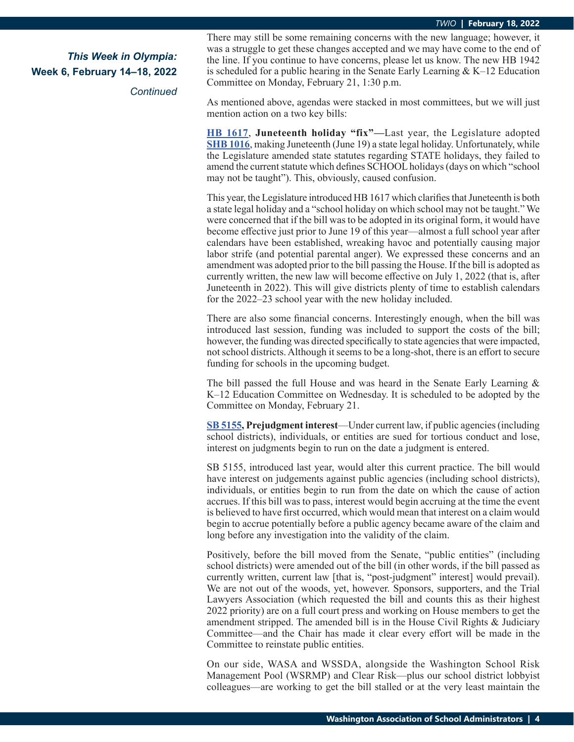*This Week in Olympia:*
**Week 6, February 14–18, 2022**
*Continued*

There may still be some remaining concerns with the new language; however, it was a struggle to get these changes accepted and we may have come to the end of the line. If you continue to have concerns, please let us know. The new HB 1942 is scheduled for a public hearing in the Senate Early Learning & K–12 Education Committee on Monday, February 21, 1:30 p.m.

As mentioned above, agendas were stacked in most committees, but we will just mention action on a two key bills:

**HB 1617**, **Juneteenth holiday "fix"—**Last year, the Legislature adopted **SHB 1016**, making Juneteenth (June 19) a state legal holiday. Unfortunately, while the Legislature amended state statutes regarding STATE holidays, they failed to amend the current statute which defines SCHOOL holidays (days on which "school may not be taught"). This, obviously, caused confusion.

This year, the Legislature introduced HB 1617 which clarifies that Juneteenth is both a state legal holiday and a "school holiday on which school may not be taught." We were concerned that if the bill was to be adopted in its original form, it would have become effective just prior to June 19 of this year—almost a full school year after calendars have been established, wreaking havoc and potentially causing major labor strife (and potential parental anger). We expressed these concerns and an amendment was adopted prior to the bill passing the House. If the bill is adopted as currently written, the new law will become effective on July 1, 2022 (that is, after Juneteenth in 2022). This will give districts plenty of time to establish calendars for the 2022–23 school year with the new holiday included.

There are also some financial concerns. Interestingly enough, when the bill was introduced last session, funding was included to support the costs of the bill; however, the funding was directed specifically to state agencies that were impacted, not school districts. Although it seems to be a long-shot, there is an effort to secure funding for schools in the upcoming budget.

The bill passed the full House and was heard in the Senate Early Learning & K–12 Education Committee on Wednesday. It is scheduled to be adopted by the Committee on Monday, February 21.

**SB 5155, Prejudgment interest**—Under current law, if public agencies (including school districts), individuals, or entities are sued for tortious conduct and lose, interest on judgments begin to run on the date a judgment is entered.

SB 5155, introduced last year, would alter this current practice. The bill would have interest on judgements against public agencies (including school districts), individuals, or entities begin to run from the date on which the cause of action accrues. If this bill was to pass, interest would begin accruing at the time the event is believed to have first occurred, which would mean that interest on a claim would begin to accrue potentially before a public agency became aware of the claim and long before any investigation into the validity of the claim.

Positively, before the bill moved from the Senate, "public entities" (including school districts) were amended out of the bill (in other words, if the bill passed as currently written, current law [that is, "post-judgment" interest] would prevail). We are not out of the woods, yet, however. Sponsors, supporters, and the Trial Lawyers Association (which requested the bill and counts this as their highest 2022 priority) are on a full court press and working on House members to get the amendment stripped. The amended bill is in the House Civil Rights & Judiciary Committee—and the Chair has made it clear every effort will be made in the Committee to reinstate public entities.

On our side, WASA and WSSDA, alongside the Washington School Risk Management Pool (WSRMP) and Clear Risk—plus our school district lobbyist colleagues—are working to get the bill stalled or at the very least maintain the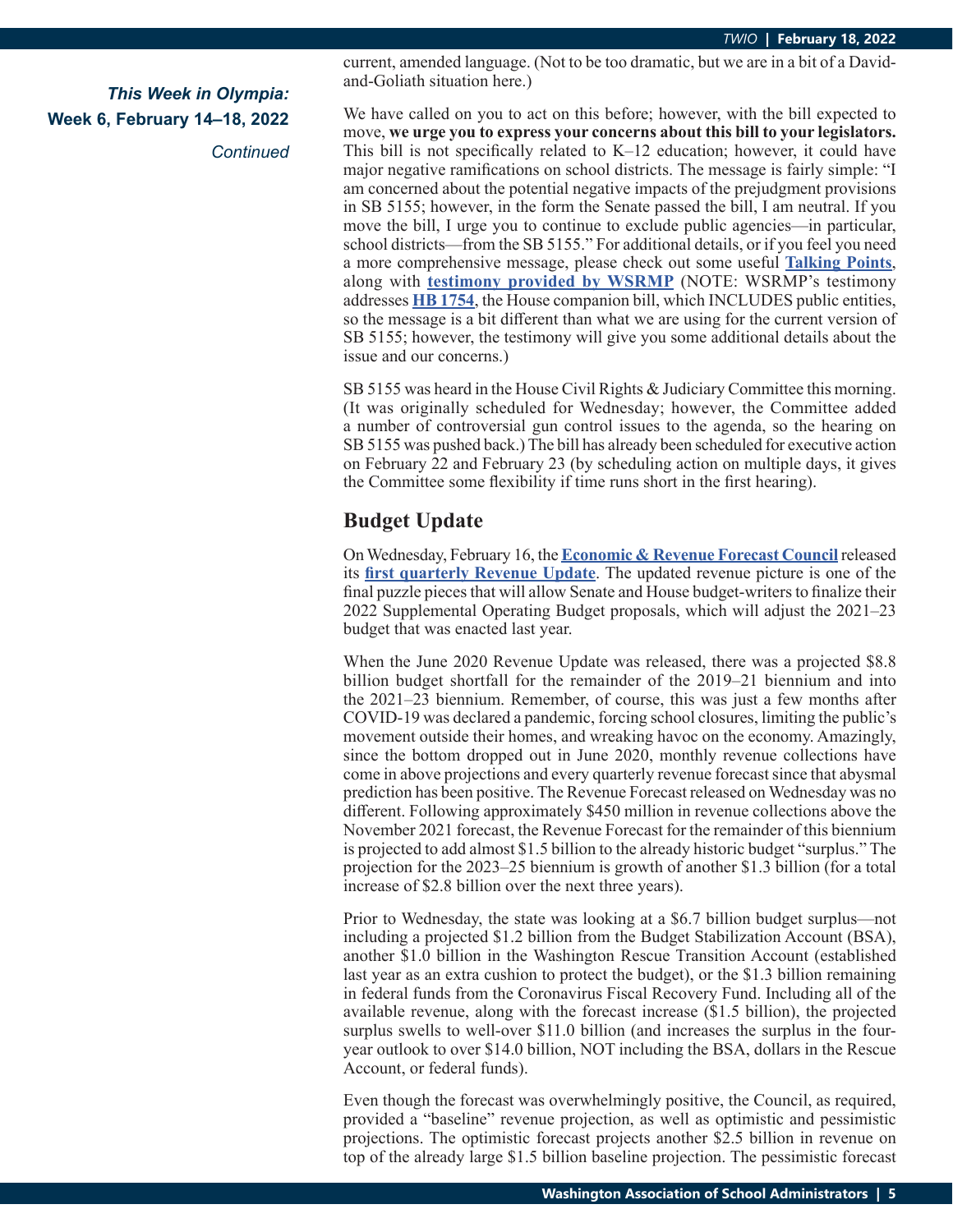current, amended language. (Not to be too dramatic, but we are in a bit of a David-and-Goliath situation here.)

We have called on you to act on this before; however, with the bill expected to move, **we urge you to express your concerns about this bill to your legislators.** This bill is not specifically related to K–12 education; however, it could have major negative ramifications on school districts. The message is fairly simple: "I am concerned about the potential negative impacts of the prejudgment provisions in SB 5155; however, in the form the Senate passed the bill, I am neutral. If you move the bill, I urge you to continue to exclude public agencies—in particular, school districts—from the SB 5155." For additional details, or if you feel you need a more comprehensive message, please check out some useful **Talking Points**, along with **testimony provided by WSRMP** (NOTE: WSRMP's testimony addresses **HB 1754**, the House companion bill, which INCLUDES public entities, so the message is a bit different than what we are using for the current version of SB 5155; however, the testimony will give you some additional details about the issue and our concerns.)

SB 5155 was heard in the House Civil Rights & Judiciary Committee this morning. (It was originally scheduled for Wednesday; however, the Committee added a number of controversial gun control issues to the agenda, so the hearing on SB 5155 was pushed back.) The bill has already been scheduled for executive action on February 22 and February 23 (by scheduling action on multiple days, it gives the Committee some flexibility if time runs short in the first hearing).

## Budget Update

On Wednesday, February 16, the **Economic & Revenue Forecast Council** released its **first quarterly Revenue Update**. The updated revenue picture is one of the final puzzle pieces that will allow Senate and House budget-writers to finalize their 2022 Supplemental Operating Budget proposals, which will adjust the 2021–23 budget that was enacted last year.

When the June 2020 Revenue Update was released, there was a projected $8.8 billion budget shortfall for the remainder of the 2019–21 biennium and into the 2021–23 biennium. Remember, of course, this was just a few months after COVID-19 was declared a pandemic, forcing school closures, limiting the public's movement outside their homes, and wreaking havoc on the economy. Amazingly, since the bottom dropped out in June 2020, monthly revenue collections have come in above projections and every quarterly revenue forecast since that abysmal prediction has been positive. The Revenue Forecast released on Wednesday was no different. Following approximately $450 million in revenue collections above the November 2021 forecast, the Revenue Forecast for the remainder of this biennium is projected to add almost $1.5 billion to the already historic budget "surplus." The projection for the 2023–25 biennium is growth of another $1.3 billion (for a total increase of $2.8 billion over the next three years).

Prior to Wednesday, the state was looking at a $6.7 billion budget surplus—not including a projected $1.2 billion from the Budget Stabilization Account (BSA), another $1.0 billion in the Washington Rescue Transition Account (established last year as an extra cushion to protect the budget), or the $1.3 billion remaining in federal funds from the Coronavirus Fiscal Recovery Fund. Including all of the available revenue, along with the forecast increase ($1.5 billion), the projected surplus swells to well-over $11.0 billion (and increases the surplus in the four-year outlook to over $14.0 billion, NOT including the BSA, dollars in the Rescue Account, or federal funds).

Even though the forecast was overwhelmingly positive, the Council, as required, provided a "baseline" revenue projection, as well as optimistic and pessimistic projections. The optimistic forecast projects another $2.5 billion in revenue on top of the already large $1.5 billion baseline projection. The pessimistic forecast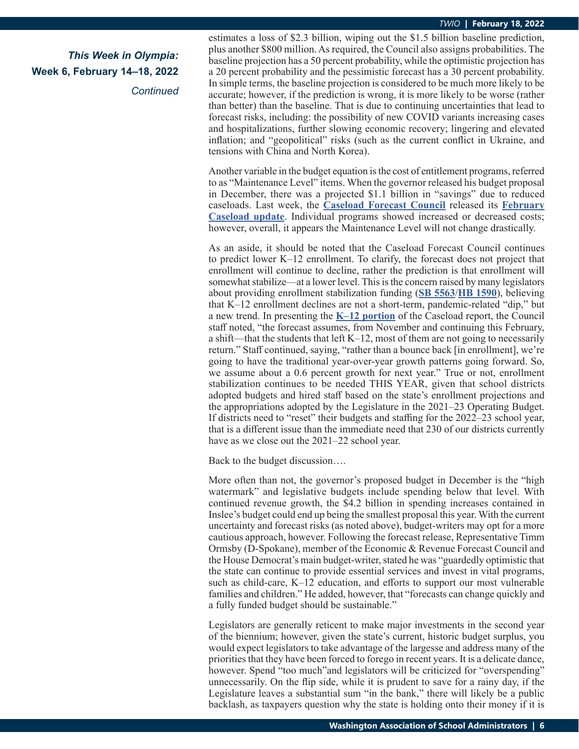***This Week in Olympia:***
**Week 6, February 14–18, 2022**
*Continued*

estimates a loss of $2.3 billion, wiping out the $1.5 billion baseline prediction, plus another $800 million. As required, the Council also assigns probabilities. The baseline projection has a 50 percent probability, while the optimistic projection has a 20 percent probability and the pessimistic forecast has a 30 percent probability. In simple terms, the baseline projection is considered to be much more likely to be accurate; however, if the prediction is wrong, it is more likely to be worse (rather than better) than the baseline. That is due to continuing uncertainties that lead to forecast risks, including: the possibility of new COVID variants increasing cases and hospitalizations, further slowing economic recovery; lingering and elevated inflation; and "geopolitical" risks (such as the current conflict in Ukraine, and tensions with China and North Korea).

Another variable in the budget equation is the cost of entitlement programs, referred to as "Maintenance Level" items. When the governor released his budget proposal in December, there was a projected $1.1 billion in "savings" due to reduced caseloads. Last week, the **Caseload Forecast Council** released its **February Caseload update**. Individual programs showed increased or decreased costs; however, overall, it appears the Maintenance Level will not change drastically.

As an aside, it should be noted that the Caseload Forecast Council continues to predict lower K–12 enrollment. To clarify, the forecast does not project that enrollment will continue to decline, rather the prediction is that enrollment will somewhat stabilize—at a lower level. This is the concern raised by many legislators about providing enrollment stabilization funding (**SB 5563**/**HB 1590**), believing that K–12 enrollment declines are not a short-term, pandemic-related "dip," but a new trend. In presenting the **K–12 portion** of the Caseload report, the Council staff noted, "the forecast assumes, from November and continuing this February, a shift—that the students that left K–12, most of them are not going to necessarily return." Staff continued, saying, "rather than a bounce back [in enrollment], we're going to have the traditional year-over-year growth patterns going forward. So, we assume about a 0.6 percent growth for next year." True or not, enrollment stabilization continues to be needed THIS YEAR, given that school districts adopted budgets and hired staff based on the state's enrollment projections and the appropriations adopted by the Legislature in the 2021–23 Operating Budget. If districts need to "reset" their budgets and staffing for the 2022–23 school year, that is a different issue than the immediate need that 230 of our districts currently have as we close out the 2021–22 school year.

Back to the budget discussion….

More often than not, the governor's proposed budget in December is the "high watermark" and legislative budgets include spending below that level. With continued revenue growth, the $4.2 billion in spending increases contained in Inslee's budget could end up being the smallest proposal this year. With the current uncertainty and forecast risks (as noted above), budget-writers may opt for a more cautious approach, however. Following the forecast release, Representative Timm Ormsby (D-Spokane), member of the Economic & Revenue Forecast Council and the House Democrat's main budget-writer, stated he was "guardedly optimistic that the state can continue to provide essential services and invest in vital programs, such as child-care, K–12 education, and efforts to support our most vulnerable families and children." He added, however, that "forecasts can change quickly and a fully funded budget should be sustainable."

Legislators are generally reticent to make major investments in the second year of the biennium; however, given the state's current, historic budget surplus, you would expect legislators to take advantage of the largesse and address many of the priorities that they have been forced to forego in recent years. It is a delicate dance, however. Spend "too much"and legislators will be criticized for "overspending" unnecessarily. On the flip side, while it is prudent to save for a rainy day, if the Legislature leaves a substantial sum "in the bank," there will likely be a public backlash, as taxpayers question why the state is holding onto their money if it is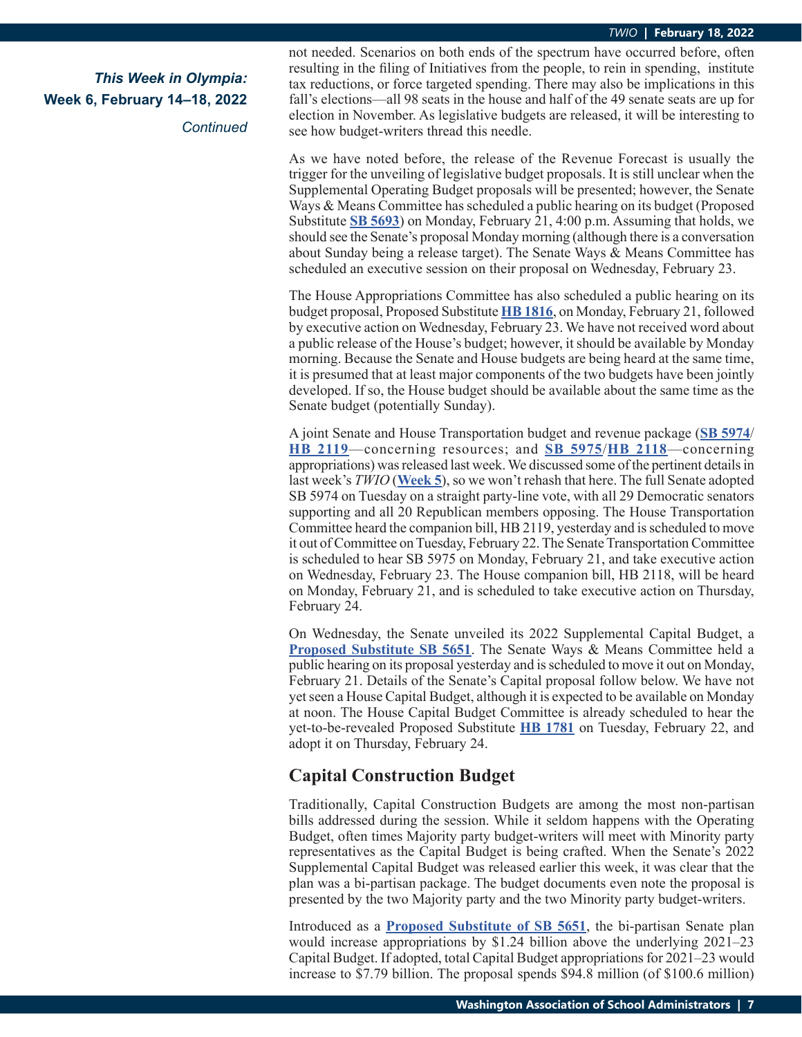*This Week in Olympia:*
**Week 6, February 14–18, 2022**
*Continued*

not needed. Scenarios on both ends of the spectrum have occurred before, often resulting in the filing of Initiatives from the people, to rein in spending, institute tax reductions, or force targeted spending. There may also be implications in this fall's elections—all 98 seats in the house and half of the 49 senate seats are up for election in November. As legislative budgets are released, it will be interesting to see how budget-writers thread this needle.

As we have noted before, the release of the Revenue Forecast is usually the trigger for the unveiling of legislative budget proposals. It is still unclear when the Supplemental Operating Budget proposals will be presented; however, the Senate Ways & Means Committee has scheduled a public hearing on its budget (Proposed Substitute **SB 5693**) on Monday, February 21, 4:00 p.m. Assuming that holds, we should see the Senate's proposal Monday morning (although there is a conversation about Sunday being a release target). The Senate Ways & Means Committee has scheduled an executive session on their proposal on Wednesday, February 23.

The House Appropriations Committee has also scheduled a public hearing on its budget proposal, Proposed Substitute **HB 1816**, on Monday, February 21, followed by executive action on Wednesday, February 23. We have not received word about a public release of the House's budget; however, it should be available by Monday morning. Because the Senate and House budgets are being heard at the same time, it is presumed that at least major components of the two budgets have been jointly developed. If so, the House budget should be available about the same time as the Senate budget (potentially Sunday).

A joint Senate and House Transportation budget and revenue package (**SB 5974**/**HB 2119**—concerning resources; and **SB 5975**/**HB 2118**—concerning appropriations) was released last week. We discussed some of the pertinent details in last week's *TWIO* (**Week 5**), so we won't rehash that here. The full Senate adopted SB 5974 on Tuesday on a straight party-line vote, with all 29 Democratic senators supporting and all 20 Republican members opposing. The House Transportation Committee heard the companion bill, HB 2119, yesterday and is scheduled to move it out of Committee on Tuesday, February 22. The Senate Transportation Committee is scheduled to hear SB 5975 on Monday, February 21, and take executive action on Wednesday, February 23. The House companion bill, HB 2118, will be heard on Monday, February 21, and is scheduled to take executive action on Thursday, February 24.

On Wednesday, the Senate unveiled its 2022 Supplemental Capital Budget, a **Proposed Substitute SB 5651**. The Senate Ways & Means Committee held a public hearing on its proposal yesterday and is scheduled to move it out on Monday, February 21. Details of the Senate's Capital proposal follow below. We have not yet seen a House Capital Budget, although it is expected to be available on Monday at noon. The House Capital Budget Committee is already scheduled to hear the yet-to-be-revealed Proposed Substitute **HB 1781** on Tuesday, February 22, and adopt it on Thursday, February 24.

## Capital Construction Budget

Traditionally, Capital Construction Budgets are among the most non-partisan bills addressed during the session. While it seldom happens with the Operating Budget, often times Majority party budget-writers will meet with Minority party representatives as the Capital Budget is being crafted. When the Senate's 2022 Supplemental Capital Budget was released earlier this week, it was clear that the plan was a bi-partisan package. The budget documents even note the proposal is presented by the two Majority party and the two Minority party budget-writers.

Introduced as a **Proposed Substitute of SB 5651**, the bi-partisan Senate plan would increase appropriations by $1.24 billion above the underlying 2021–23 Capital Budget. If adopted, total Capital Budget appropriations for 2021–23 would increase to $7.79 billion. The proposal spends $94.8 million (of $100.6 million)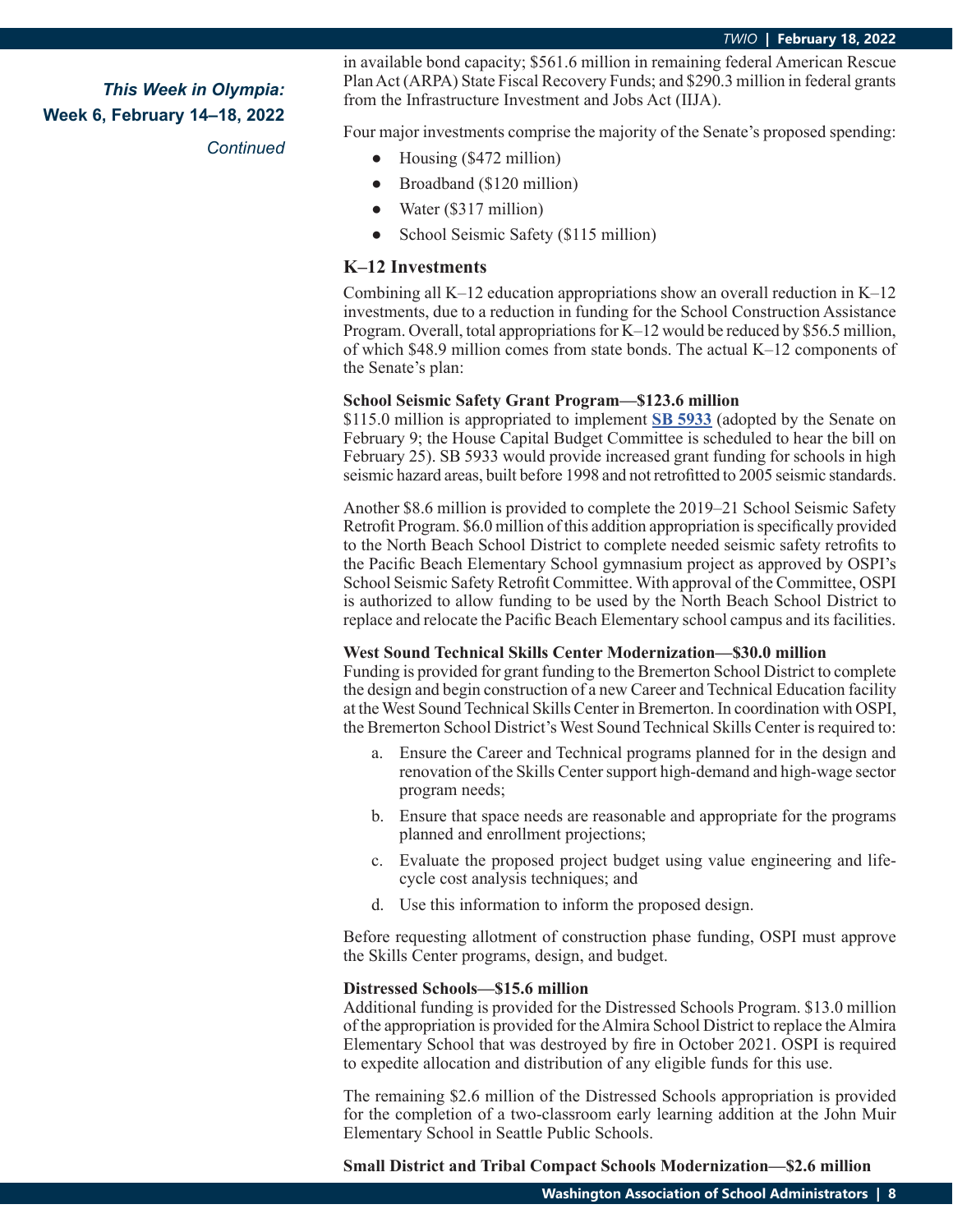in available bond capacity; $561.6 million in remaining federal American Rescue Plan Act (ARPA) State Fiscal Recovery Funds; and $290.3 million in federal grants from the Infrastructure Investment and Jobs Act (IIJA).

Four major investments comprise the majority of the Senate's proposed spending:

- Housing ($472 million)
- Broadband ($120 million)
- Water ($317 million)
- School Seismic Safety ($115 million)

### K–12 Investments

Combining all K–12 education appropriations show an overall reduction in K–12 investments, due to a reduction in funding for the School Construction Assistance Program. Overall, total appropriations for K–12 would be reduced by $56.5 million, of which $48.9 million comes from state bonds. The actual K–12 components of the Senate's plan:

**School Seismic Safety Grant Program—$123.6 million**
$115.0 million is appropriated to implement **SB 5933** (adopted by the Senate on February 9; the House Capital Budget Committee is scheduled to hear the bill on February 25). SB 5933 would provide increased grant funding for schools in high seismic hazard areas, built before 1998 and not retrofitted to 2005 seismic standards.

Another $8.6 million is provided to complete the 2019–21 School Seismic Safety Retrofit Program. $6.0 million of this addition appropriation is specifically provided to the North Beach School District to complete needed seismic safety retrofits to the Pacific Beach Elementary School gymnasium project as approved by OSPI's School Seismic Safety Retrofit Committee. With approval of the Committee, OSPI is authorized to allow funding to be used by the North Beach School District to replace and relocate the Pacific Beach Elementary school campus and its facilities.

**West Sound Technical Skills Center Modernization—$30.0 million**
Funding is provided for grant funding to the Bremerton School District to complete the design and begin construction of a new Career and Technical Education facility at the West Sound Technical Skills Center in Bremerton. In coordination with OSPI, the Bremerton School District's West Sound Technical Skills Center is required to:

a. Ensure the Career and Technical programs planned for in the design and renovation of the Skills Center support high-demand and high-wage sector program needs;

b. Ensure that space needs are reasonable and appropriate for the programs planned and enrollment projections;

c. Evaluate the proposed project budget using value engineering and life-cycle cost analysis techniques; and

d. Use this information to inform the proposed design.

Before requesting allotment of construction phase funding, OSPI must approve the Skills Center programs, design, and budget.

**Distressed Schools—$15.6 million**
Additional funding is provided for the Distressed Schools Program. $13.0 million of the appropriation is provided for the Almira School District to replace the Almira Elementary School that was destroyed by fire in October 2021. OSPI is required to expedite allocation and distribution of any eligible funds for this use.

The remaining $2.6 million of the Distressed Schools appropriation is provided for the completion of a two-classroom early learning addition at the John Muir Elementary School in Seattle Public Schools.

**Small District and Tribal Compact Schools Modernization—$2.6 million**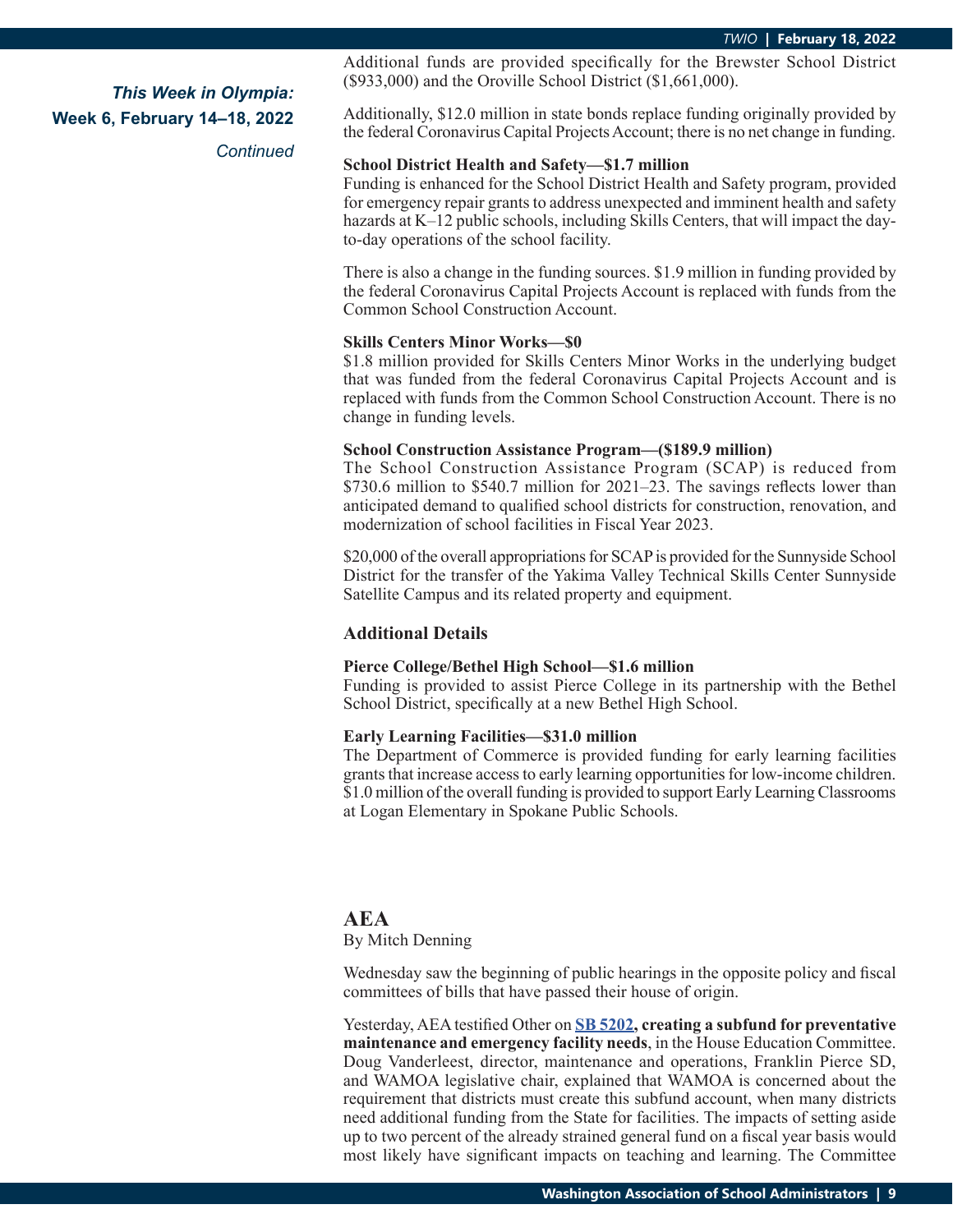Additional funds are provided specifically for the Brewster School District ($933,000) and the Oroville School District ($1,661,000).

Additionally, $12.0 million in state bonds replace funding originally provided by the federal Coronavirus Capital Projects Account; there is no net change in funding.

**School District Health and Safety—$1.7 million**
Funding is enhanced for the School District Health and Safety program, provided for emergency repair grants to address unexpected and imminent health and safety hazards at K–12 public schools, including Skills Centers, that will impact the day-to-day operations of the school facility.

There is also a change in the funding sources. $1.9 million in funding provided by the federal Coronavirus Capital Projects Account is replaced with funds from the Common School Construction Account.

**Skills Centers Minor Works—$0**
$1.8 million provided for Skills Centers Minor Works in the underlying budget that was funded from the federal Coronavirus Capital Projects Account and is replaced with funds from the Common School Construction Account. There is no change in funding levels.

**School Construction Assistance Program—($189.9 million)**
The School Construction Assistance Program (SCAP) is reduced from $730.6 million to $540.7 million for 2021–23. The savings reflects lower than anticipated demand to qualified school districts for construction, renovation, and modernization of school facilities in Fiscal Year 2023.

$20,000 of the overall appropriations for SCAP is provided for the Sunnyside School District for the transfer of the Yakima Valley Technical Skills Center Sunnyside Satellite Campus and its related property and equipment.

### Additional Details

**Pierce College/Bethel High School—$1.6 million**
Funding is provided to assist Pierce College in its partnership with the Bethel School District, specifically at a new Bethel High School.

**Early Learning Facilities—$31.0 million**
The Department of Commerce is provided funding for early learning facilities grants that increase access to early learning opportunities for low-income children. $1.0 million of the overall funding is provided to support Early Learning Classrooms at Logan Elementary in Spokane Public Schools.

## AEA

By Mitch Denning

Wednesday saw the beginning of public hearings in the opposite policy and fiscal committees of bills that have passed their house of origin.

Yesterday, AEA testified Other on **SB 5202, creating a subfund for preventative maintenance and emergency facility needs**, in the House Education Committee. Doug Vanderleest, director, maintenance and operations, Franklin Pierce SD, and WAMOA legislative chair, explained that WAMOA is concerned about the requirement that districts must create this subfund account, when many districts need additional funding from the State for facilities. The impacts of setting aside up to two percent of the already strained general fund on a fiscal year basis would most likely have significant impacts on teaching and learning. The Committee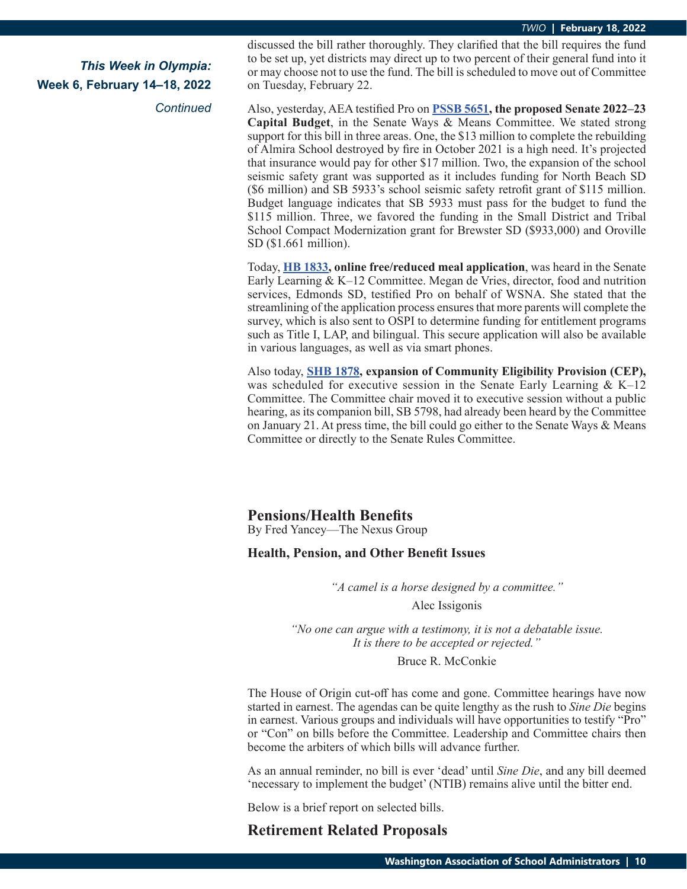*This Week in Olympia:* **Week 6, February 14–18, 2022** *Continued*

discussed the bill rather thoroughly. They clarified that the bill requires the fund to be set up, yet districts may direct up to two percent of their general fund into it or may choose not to use the fund. The bill is scheduled to move out of Committee on Tuesday, February 22.

Also, yesterday, AEA testified Pro on **PSSB 5651, the proposed Senate 2022–23 Capital Budget**, in the Senate Ways & Means Committee. We stated strong support for this bill in three areas. One, the $13 million to complete the rebuilding of Almira School destroyed by fire in October 2021 is a high need. It's projected that insurance would pay for other $17 million. Two, the expansion of the school seismic safety grant was supported as it includes funding for North Beach SD ($6 million) and SB 5933's school seismic safety retrofit grant of $115 million. Budget language indicates that SB 5933 must pass for the budget to fund the $115 million. Three, we favored the funding in the Small District and Tribal School Compact Modernization grant for Brewster SD ($933,000) and Oroville SD ($1.661 million).

Today, **HB 1833, online free/reduced meal application**, was heard in the Senate Early Learning & K–12 Committee. Megan de Vries, director, food and nutrition services, Edmonds SD, testified Pro on behalf of WSNA. She stated that the streamlining of the application process ensures that more parents will complete the survey, which is also sent to OSPI to determine funding for entitlement programs such as Title I, LAP, and bilingual. This secure application will also be available in various languages, as well as via smart phones.

Also today, **SHB 1878, expansion of Community Eligibility Provision (CEP),** was scheduled for executive session in the Senate Early Learning & K–12 Committee. The Committee chair moved it to executive session without a public hearing, as its companion bill, SB 5798, had already been heard by the Committee on January 21. At press time, the bill could go either to the Senate Ways & Means Committee or directly to the Senate Rules Committee.

## Pensions/Health Benefits

By Fred Yancey—The Nexus Group

**Health, Pension, and Other Benefit Issues**

*"A camel is a horse designed by a committee."*

Alec Issigonis

*"No one can argue with a testimony, it is not a debatable issue. It is there to be accepted or rejected."*

Bruce R. McConkie

The House of Origin cut-off has come and gone. Committee hearings have now started in earnest. The agendas can be quite lengthy as the rush to *Sine Die* begins in earnest. Various groups and individuals will have opportunities to testify "Pro" or "Con" on bills before the Committee. Leadership and Committee chairs then become the arbiters of which bills will advance further.

As an annual reminder, no bill is ever 'dead' until *Sine Die*, and any bill deemed 'necessary to implement the budget' (NTIB) remains alive until the bitter end.

Below is a brief report on selected bills.

### Retirement Related Proposals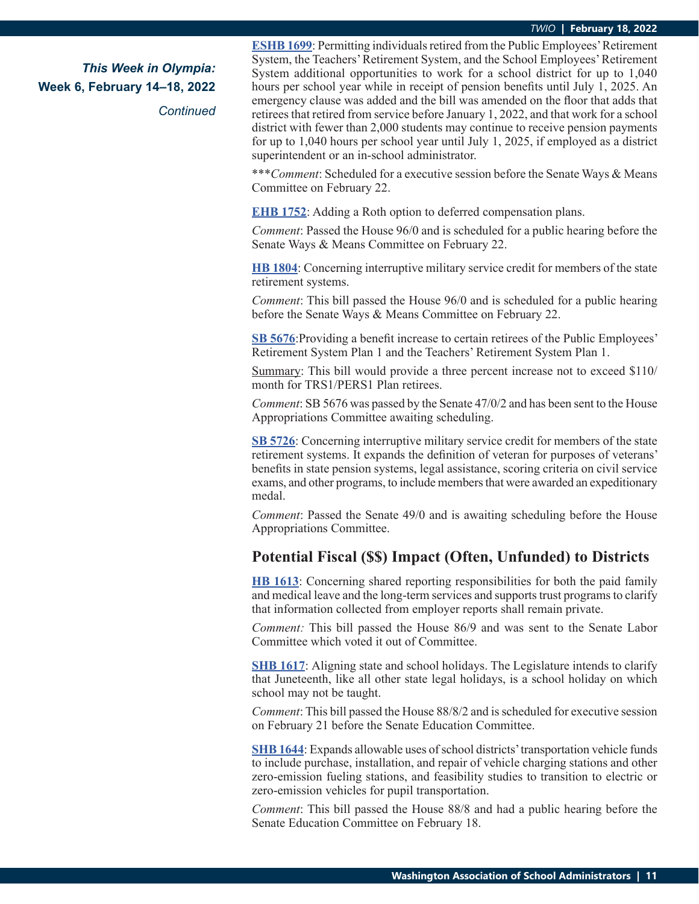*This Week in Olympia:*
**Week 6, February 14–18, 2022**
*Continued*

**ESHB 1699**: Permitting individuals retired from the Public Employees' Retirement System, the Teachers' Retirement System, and the School Employees' Retirement System additional opportunities to work for a school district for up to 1,040 hours per school year while in receipt of pension benefits until July 1, 2025. An emergency clause was added and the bill was amended on the floor that adds that retirees that retired from service before January 1, 2022, and that work for a school district with fewer than 2,000 students may continue to receive pension payments for up to 1,040 hours per school year until July 1, 2025, if employed as a district superintendent or an in-school administrator.

\*\*\**Comment*: Scheduled for a executive session before the Senate Ways & Means Committee on February 22.

**EHB 1752**: Adding a Roth option to deferred compensation plans.

*Comment*: Passed the House 96/0 and is scheduled for a public hearing before the Senate Ways & Means Committee on February 22.

**HB 1804**: Concerning interruptive military service credit for members of the state retirement systems.

*Comment*: This bill passed the House 96/0 and is scheduled for a public hearing before the Senate Ways & Means Committee on February 22.

**SB 5676**:Providing a benefit increase to certain retirees of the Public Employees' Retirement System Plan 1 and the Teachers' Retirement System Plan 1.

Summary: This bill would provide a three percent increase not to exceed $110/month for TRS1/PERS1 Plan retirees.

*Comment*: SB 5676 was passed by the Senate 47/0/2 and has been sent to the House Appropriations Committee awaiting scheduling.

**SB 5726**: Concerning interruptive military service credit for members of the state retirement systems. It expands the definition of veteran for purposes of veterans' benefits in state pension systems, legal assistance, scoring criteria on civil service exams, and other programs, to include members that were awarded an expeditionary medal.

*Comment*: Passed the Senate 49/0 and is awaiting scheduling before the House Appropriations Committee.

## Potential Fiscal ($$) Impact (Often, Unfunded) to Districts

**HB 1613**: Concerning shared reporting responsibilities for both the paid family and medical leave and the long-term services and supports trust programs to clarify that information collected from employer reports shall remain private.

*Comment:* This bill passed the House 86/9 and was sent to the Senate Labor Committee which voted it out of Committee.

**SHB 1617**: Aligning state and school holidays. The Legislature intends to clarify that Juneteenth, like all other state legal holidays, is a school holiday on which school may not be taught.

*Comment*: This bill passed the House 88/8/2 and is scheduled for executive session on February 21 before the Senate Education Committee.

**SHB 1644**: Expands allowable uses of school districts' transportation vehicle funds to include purchase, installation, and repair of vehicle charging stations and other zero-emission fueling stations, and feasibility studies to transition to electric or zero-emission vehicles for pupil transportation.

*Comment*: This bill passed the House 88/8 and had a public hearing before the Senate Education Committee on February 18.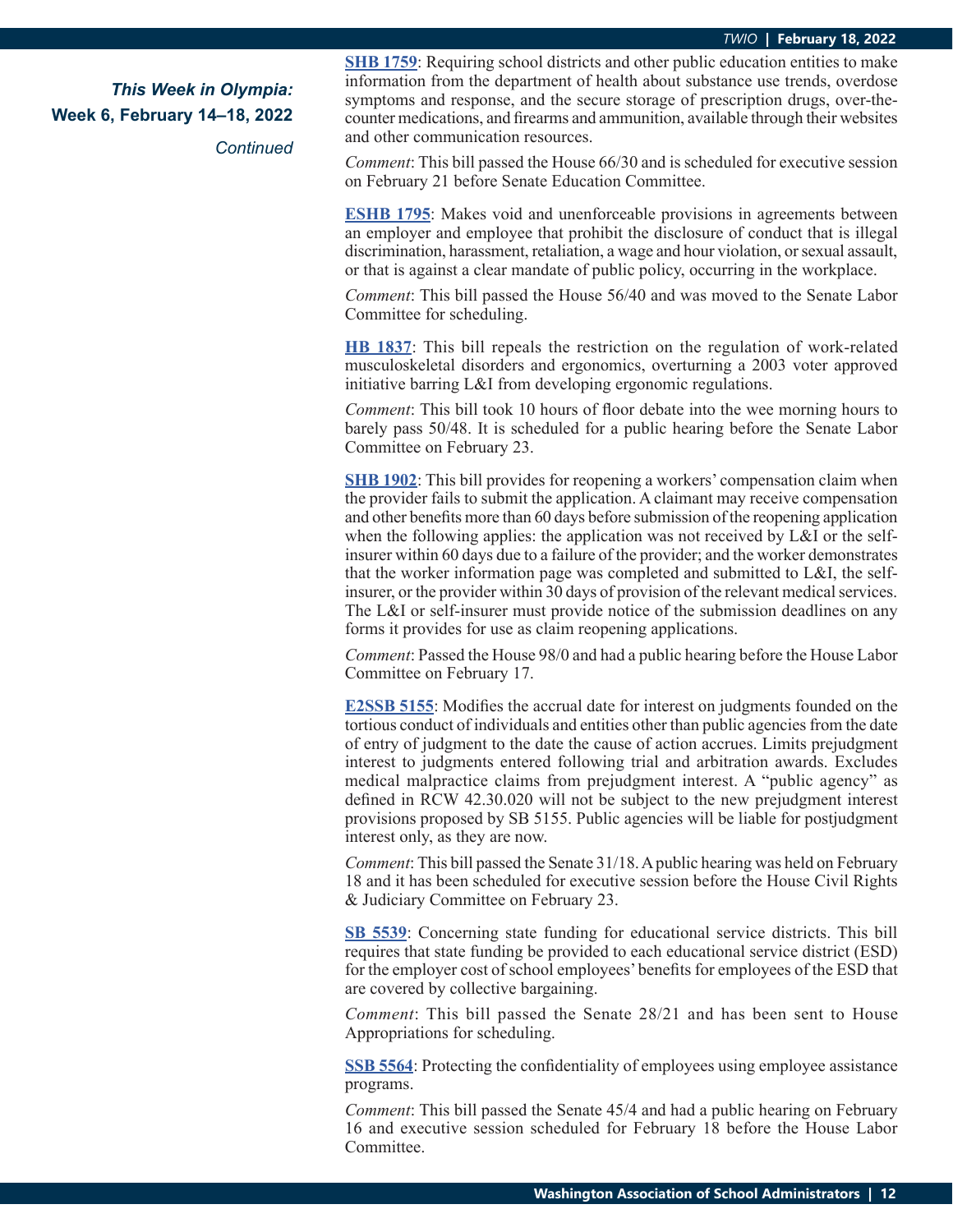*This Week in Olympia:*
**Week 6, February 14–18, 2022**
*Continued*

**SHB 1759**: Requiring school districts and other public education entities to make information from the department of health about substance use trends, overdose symptoms and response, and the secure storage of prescription drugs, over-the-counter medications, and firearms and ammunition, available through their websites and other communication resources.

*Comment*: This bill passed the House 66/30 and is scheduled for executive session on February 21 before Senate Education Committee.

**ESHB 1795**: Makes void and unenforceable provisions in agreements between an employer and employee that prohibit the disclosure of conduct that is illegal discrimination, harassment, retaliation, a wage and hour violation, or sexual assault, or that is against a clear mandate of public policy, occurring in the workplace.

*Comment*: This bill passed the House 56/40 and was moved to the Senate Labor Committee for scheduling.

**HB 1837**: This bill repeals the restriction on the regulation of work-related musculoskeletal disorders and ergonomics, overturning a 2003 voter approved initiative barring L&I from developing ergonomic regulations.

*Comment*: This bill took 10 hours of floor debate into the wee morning hours to barely pass 50/48. It is scheduled for a public hearing before the Senate Labor Committee on February 23.

**SHB 1902**: This bill provides for reopening a workers' compensation claim when the provider fails to submit the application. A claimant may receive compensation and other benefits more than 60 days before submission of the reopening application when the following applies: the application was not received by L&I or the self-insurer within 60 days due to a failure of the provider; and the worker demonstrates that the worker information page was completed and submitted to L&I, the self-insurer, or the provider within 30 days of provision of the relevant medical services. The L&I or self-insurer must provide notice of the submission deadlines on any forms it provides for use as claim reopening applications.

*Comment*: Passed the House 98/0 and had a public hearing before the House Labor Committee on February 17.

**E2SSB 5155**: Modifies the accrual date for interest on judgments founded on the tortious conduct of individuals and entities other than public agencies from the date of entry of judgment to the date the cause of action accrues. Limits prejudgment interest to judgments entered following trial and arbitration awards. Excludes medical malpractice claims from prejudgment interest. A "public agency" as defined in RCW 42.30.020 will not be subject to the new prejudgment interest provisions proposed by SB 5155. Public agencies will be liable for postjudgment interest only, as they are now.

*Comment*: This bill passed the Senate 31/18. A public hearing was held on February 18 and it has been scheduled for executive session before the House Civil Rights & Judiciary Committee on February 23.

**SB 5539**: Concerning state funding for educational service districts. This bill requires that state funding be provided to each educational service district (ESD) for the employer cost of school employees' benefits for employees of the ESD that are covered by collective bargaining.

*Comment*: This bill passed the Senate 28/21 and has been sent to House Appropriations for scheduling.

**SSB 5564**: Protecting the confidentiality of employees using employee assistance programs.

*Comment*: This bill passed the Senate 45/4 and had a public hearing on February 16 and executive session scheduled for February 18 before the House Labor Committee.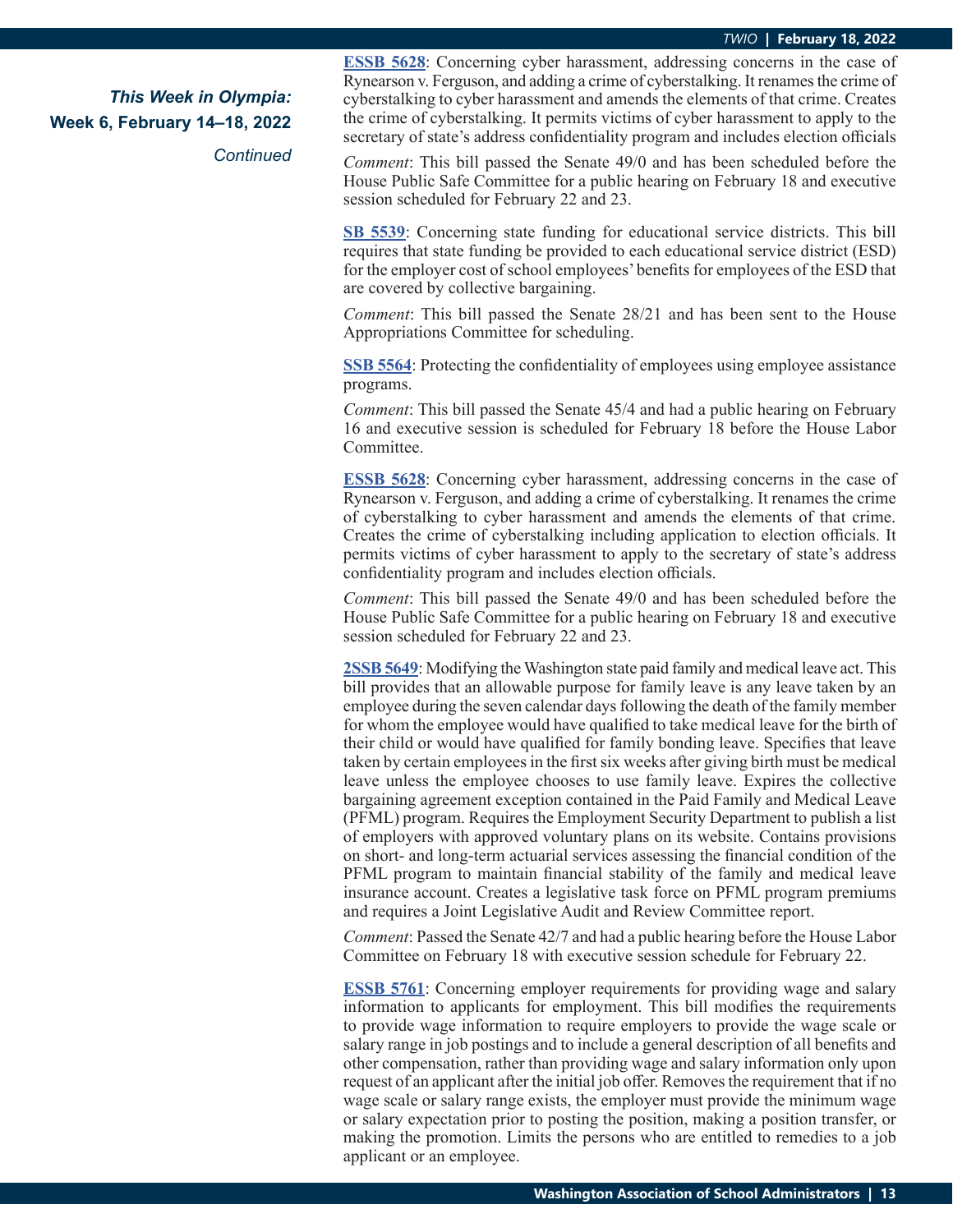*This Week in Olympia:*
**Week 6, February 14–18, 2022**
*Continued*

**ESSB 5628**: Concerning cyber harassment, addressing concerns in the case of Rynearson v. Ferguson, and adding a crime of cyberstalking. It renames the crime of cyberstalking to cyber harassment and amends the elements of that crime. Creates the crime of cyberstalking. It permits victims of cyber harassment to apply to the secretary of state's address confidentiality program and includes election officials

*Comment*: This bill passed the Senate 49/0 and has been scheduled before the House Public Safe Committee for a public hearing on February 18 and executive session scheduled for February 22 and 23.

**SB 5539**: Concerning state funding for educational service districts. This bill requires that state funding be provided to each educational service district (ESD) for the employer cost of school employees' benefits for employees of the ESD that are covered by collective bargaining.

*Comment*: This bill passed the Senate 28/21 and has been sent to the House Appropriations Committee for scheduling.

**SSB 5564**: Protecting the confidentiality of employees using employee assistance programs.

*Comment*: This bill passed the Senate 45/4 and had a public hearing on February 16 and executive session is scheduled for February 18 before the House Labor Committee.

**ESSB 5628**: Concerning cyber harassment, addressing concerns in the case of Rynearson v. Ferguson, and adding a crime of cyberstalking. It renames the crime of cyberstalking to cyber harassment and amends the elements of that crime. Creates the crime of cyberstalking including application to election officials. It permits victims of cyber harassment to apply to the secretary of state's address confidentiality program and includes election officials.

*Comment*: This bill passed the Senate 49/0 and has been scheduled before the House Public Safe Committee for a public hearing on February 18 and executive session scheduled for February 22 and 23.

**2SSB 5649**: Modifying the Washington state paid family and medical leave act. This bill provides that an allowable purpose for family leave is any leave taken by an employee during the seven calendar days following the death of the family member for whom the employee would have qualified to take medical leave for the birth of their child or would have qualified for family bonding leave. Specifies that leave taken by certain employees in the first six weeks after giving birth must be medical leave unless the employee chooses to use family leave. Expires the collective bargaining agreement exception contained in the Paid Family and Medical Leave (PFML) program. Requires the Employment Security Department to publish a list of employers with approved voluntary plans on its website. Contains provisions on short- and long-term actuarial services assessing the financial condition of the PFML program to maintain financial stability of the family and medical leave insurance account. Creates a legislative task force on PFML program premiums and requires a Joint Legislative Audit and Review Committee report.

*Comment*: Passed the Senate 42/7 and had a public hearing before the House Labor Committee on February 18 with executive session schedule for February 22.

**ESSB 5761**: Concerning employer requirements for providing wage and salary information to applicants for employment. This bill modifies the requirements to provide wage information to require employers to provide the wage scale or salary range in job postings and to include a general description of all benefits and other compensation, rather than providing wage and salary information only upon request of an applicant after the initial job offer. Removes the requirement that if no wage scale or salary range exists, the employer must provide the minimum wage or salary expectation prior to posting the position, making a position transfer, or making the promotion. Limits the persons who are entitled to remedies to a job applicant or an employee.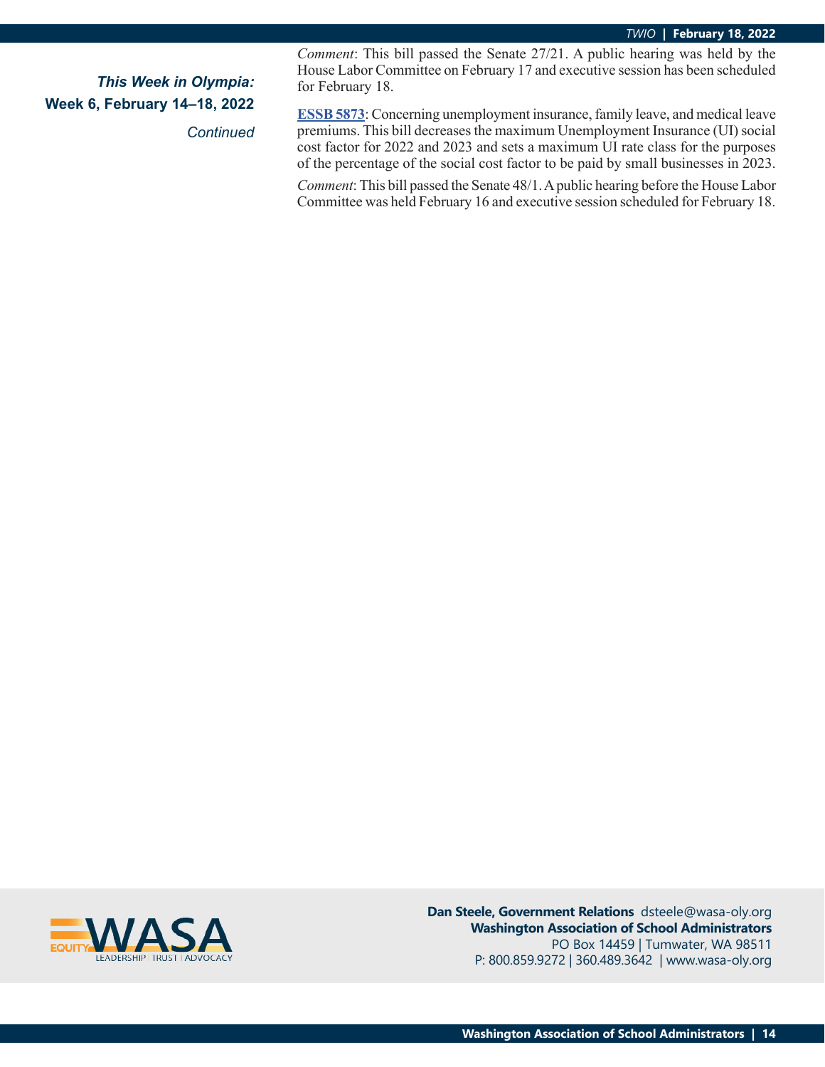*This Week in Olympia:*
**Week 6, February 14–18, 2022**
*Continued*

*Comment*: This bill passed the Senate 27/21. A public hearing was held by the House Labor Committee on February 17 and executive session has been scheduled for February 18.

**ESSB 5873**: Concerning unemployment insurance, family leave, and medical leave premiums. This bill decreases the maximum Unemployment Insurance (UI) social cost factor for 2022 and 2023 and sets a maximum UI rate class for the purposes of the percentage of the social cost factor to be paid by small businesses in 2023.

*Comment*: This bill passed the Senate 48/1. A public hearing before the House Labor Committee was held February 16 and executive session scheduled for February 18.

EQUITY WASA LEADERSHIP | TRUST | ADVOCACY

**Dan Steele, Government Relations** dsteele@wasa-oly.org
**Washington Association of School Administrators**
PO Box 14459 | Tumwater, WA 98511
P: 800.859.9272 | 360.489.3642 | www.wasa-oly.org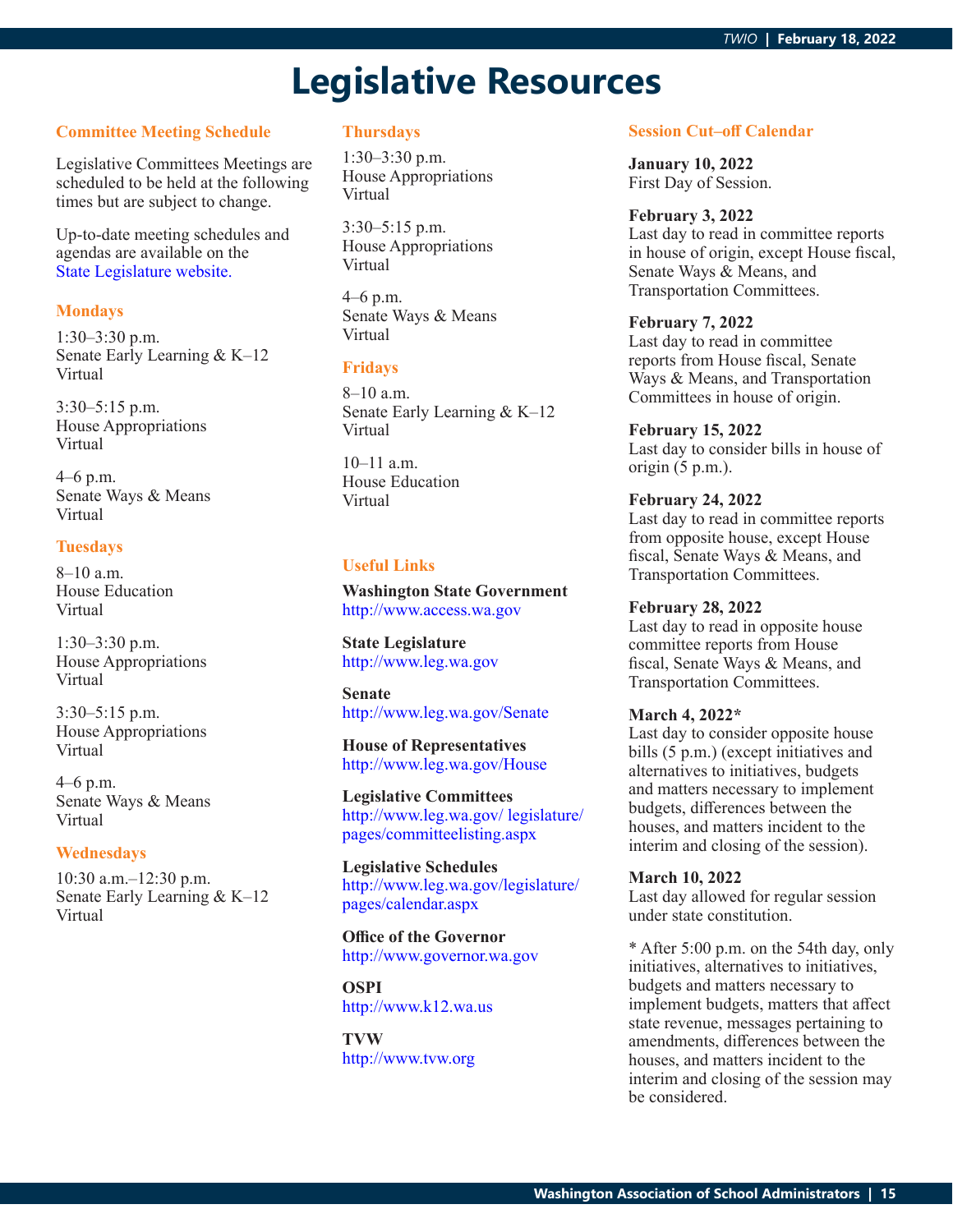# Legislative Resources

## Committee Meeting Schedule

Legislative Committees Meetings are scheduled to be held at the following times but are subject to change.

Up-to-date meeting schedules and agendas are available on the State Legislature website.

### Mondays

1:30–3:30 p.m.
Senate Early Learning & K–12
Virtual

3:30–5:15 p.m.
House Appropriations
Virtual

4–6 p.m.
Senate Ways & Means
Virtual

### Tuesdays

8–10 a.m.
House Education
Virtual

1:30–3:30 p.m.
House Appropriations
Virtual

3:30–5:15 p.m.
House Appropriations
Virtual

4–6 p.m.
Senate Ways & Means
Virtual

### Wednesdays

10:30 a.m.–12:30 p.m.
Senate Early Learning & K–12
Virtual

### Thursdays

1:30–3:30 p.m.
House Appropriations
Virtual

3:30–5:15 p.m.
House Appropriations
Virtual

4–6 p.m.
Senate Ways & Means
Virtual

### Fridays

8–10 a.m.
Senate Early Learning & K–12
Virtual

10–11 a.m.
House Education
Virtual

## Useful Links

**Washington State Government**
http://www.access.wa.gov

**State Legislature**
http://www.leg.wa.gov

**Senate**
http://www.leg.wa.gov/Senate

**House of Representatives**
http://www.leg.wa.gov/House

**Legislative Committees**
http://www.leg.wa.gov/ legislature/pages/committeelisting.aspx

**Legislative Schedules**
http://www.leg.wa.gov/legislature/pages/calendar.aspx

**Office of the Governor**
http://www.governor.wa.gov

**OSPI**
http://www.k12.wa.us

**TVW**
http://www.tvw.org

## Session Cut–off Calendar

**January 10, 2022**
First Day of Session.

**February 3, 2022**
Last day to read in committee reports in house of origin, except House fiscal, Senate Ways & Means, and Transportation Committees.

**February 7, 2022**
Last day to read in committee reports from House fiscal, Senate Ways & Means, and Transportation Committees in house of origin.

**February 15, 2022**
Last day to consider bills in house of origin (5 p.m.).

**February 24, 2022**
Last day to read in committee reports from opposite house, except House fiscal, Senate Ways & Means, and Transportation Committees.

**February 28, 2022**
Last day to read in opposite house committee reports from House fiscal, Senate Ways & Means, and Transportation Committees.

**March 4, 2022***
Last day to consider opposite house bills (5 p.m.) (except initiatives and alternatives to initiatives, budgets and matters necessary to implement budgets, differences between the houses, and matters incident to the interim and closing of the session).

**March 10, 2022**
Last day allowed for regular session under state constitution.

* After 5:00 p.m. on the 54th day, only initiatives, alternatives to initiatives, budgets and matters necessary to implement budgets, matters that affect state revenue, messages pertaining to amendments, differences between the houses, and matters incident to the interim and closing of the session may be considered.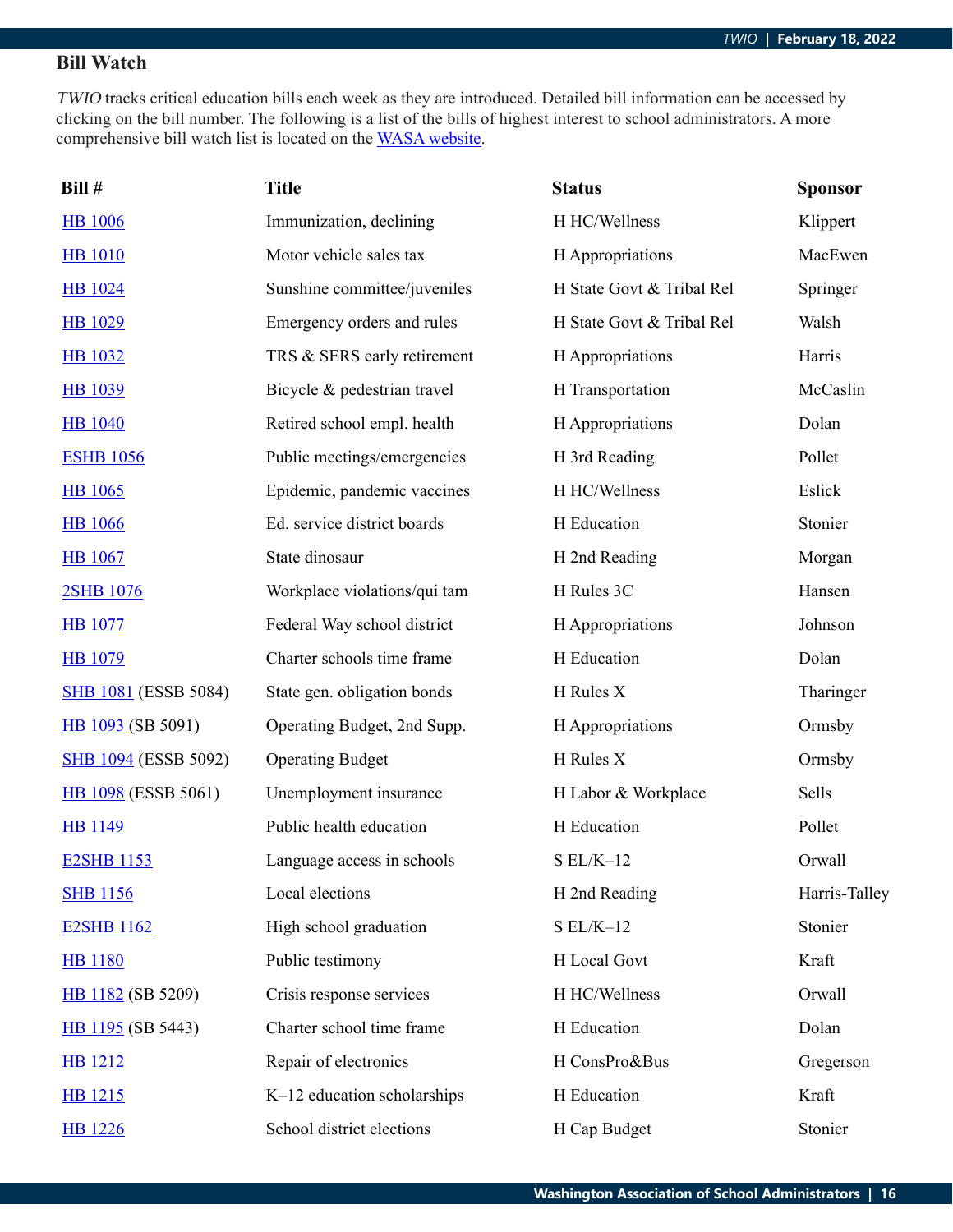## Bill Watch

*TWIO* tracks critical education bills each week as they are introduced. Detailed bill information can be accessed by clicking on the bill number. The following is a list of the bills of highest interest to school administrators. A more comprehensive bill watch list is located on the WASA website.

| Bill # | Title | Status | Sponsor |
|---|---|---|---|
| HB 1006 | Immunization, declining | H HC/Wellness | Klippert |
| HB 1010 | Motor vehicle sales tax | H Appropriations | MacEwen |
| HB 1024 | Sunshine committee/juveniles | H State Govt & Tribal Rel | Springer |
| HB 1029 | Emergency orders and rules | H State Govt & Tribal Rel | Walsh |
| HB 1032 | TRS & SERS early retirement | H Appropriations | Harris |
| HB 1039 | Bicycle & pedestrian travel | H Transportation | McCaslin |
| HB 1040 | Retired school empl. health | H Appropriations | Dolan |
| ESHB 1056 | Public meetings/emergencies | H 3rd Reading | Pollet |
| HB 1065 | Epidemic, pandemic vaccines | H HC/Wellness | Eslick |
| HB 1066 | Ed. service district boards | H Education | Stonier |
| HB 1067 | State dinosaur | H 2nd Reading | Morgan |
| 2SHB 1076 | Workplace violations/qui tam | H Rules 3C | Hansen |
| HB 1077 | Federal Way school district | H Appropriations | Johnson |
| HB 1079 | Charter schools time frame | H Education | Dolan |
| SHB 1081 (ESSB 5084) | State gen. obligation bonds | H Rules X | Tharinger |
| HB 1093 (SB 5091) | Operating Budget, 2nd Supp. | H Appropriations | Ormsby |
| SHB 1094 (ESSB 5092) | Operating Budget | H Rules X | Ormsby |
| HB 1098 (ESSB 5061) | Unemployment insurance | H Labor & Workplace | Sells |
| HB 1149 | Public health education | H Education | Pollet |
| E2SHB 1153 | Language access in schools | S EL/K–12 | Orwall |
| SHB 1156 | Local elections | H 2nd Reading | Harris-Talley |
| E2SHB 1162 | High school graduation | S EL/K–12 | Stonier |
| HB 1180 | Public testimony | H Local Govt | Kraft |
| HB 1182 (SB 5209) | Crisis response services | H HC/Wellness | Orwall |
| HB 1195 (SB 5443) | Charter school time frame | H Education | Dolan |
| HB 1212 | Repair of electronics | H ConsPro&Bus | Gregerson |
| HB 1215 | K–12 education scholarships | H Education | Kraft |
| HB 1226 | School district elections | H Cap Budget | Stonier |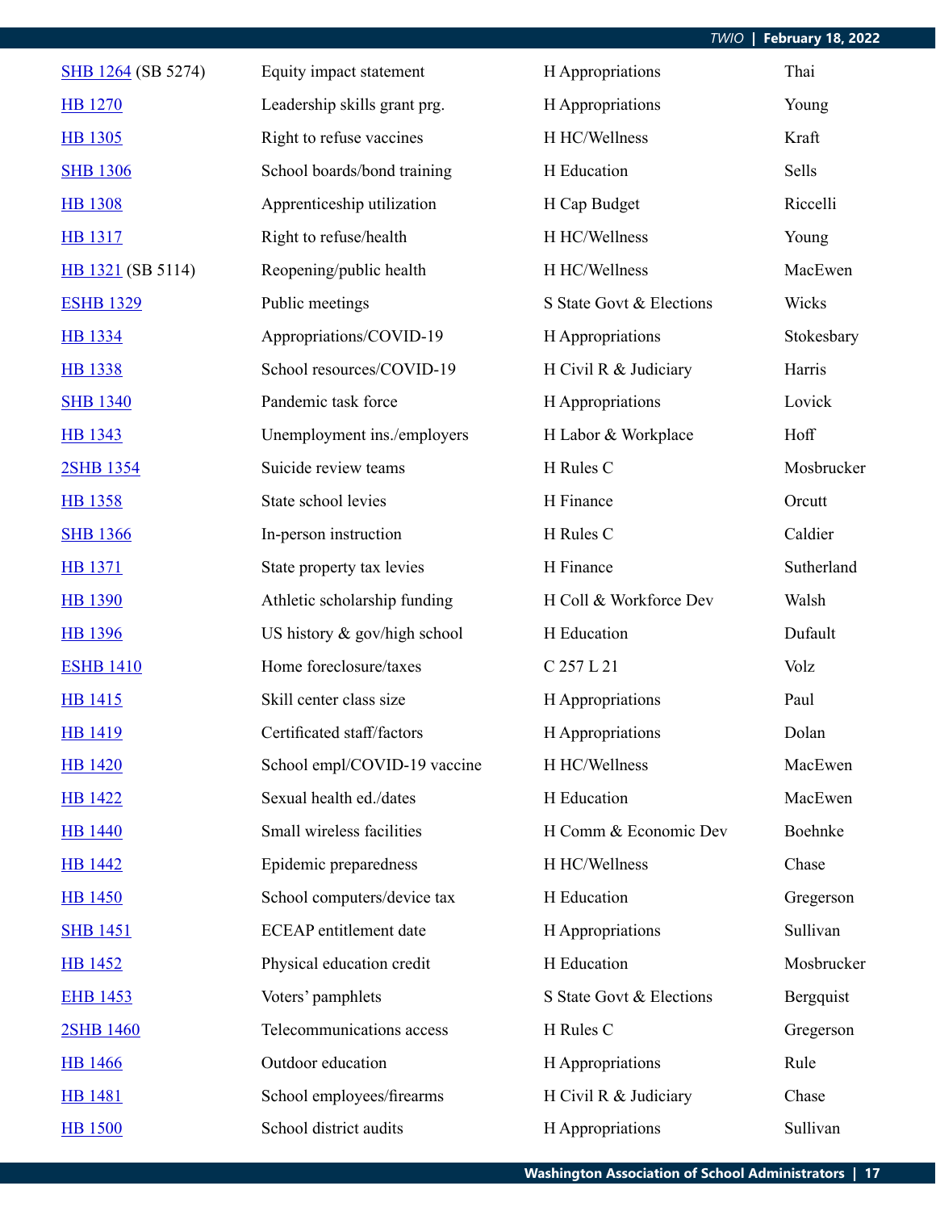| | | | |
|---|---|---|---|
| SHB 1264 (SB 5274) | Equity impact statement | H Appropriations | Thai |
| HB 1270 | Leadership skills grant prg. | H Appropriations | Young |
| HB 1305 | Right to refuse vaccines | H HC/Wellness | Kraft |
| SHB 1306 | School boards/bond training | H Education | Sells |
| HB 1308 | Apprenticeship utilization | H Cap Budget | Riccelli |
| HB 1317 | Right to refuse/health | H HC/Wellness | Young |
| HB 1321 (SB 5114) | Reopening/public health | H HC/Wellness | MacEwen |
| ESHB 1329 | Public meetings | S State Govt & Elections | Wicks |
| HB 1334 | Appropriations/COVID-19 | H Appropriations | Stokesbary |
| HB 1338 | School resources/COVID-19 | H Civil R & Judiciary | Harris |
| SHB 1340 | Pandemic task force | H Appropriations | Lovick |
| HB 1343 | Unemployment ins./employers | H Labor & Workplace | Hoff |
| 2SHB 1354 | Suicide review teams | H Rules C | Mosbrucker |
| HB 1358 | State school levies | H Finance | Orcutt |
| SHB 1366 | In-person instruction | H Rules C | Caldier |
| HB 1371 | State property tax levies | H Finance | Sutherland |
| HB 1390 | Athletic scholarship funding | H Coll & Workforce Dev | Walsh |
| HB 1396 | US history & gov/high school | H Education | Dufault |
| ESHB 1410 | Home foreclosure/taxes | C 257 L 21 | Volz |
| HB 1415 | Skill center class size | H Appropriations | Paul |
| HB 1419 | Certificated staff/factors | H Appropriations | Dolan |
| HB 1420 | School empl/COVID-19 vaccine | H HC/Wellness | MacEwen |
| HB 1422 | Sexual health ed./dates | H Education | MacEwen |
| HB 1440 | Small wireless facilities | H Comm & Economic Dev | Boehnke |
| HB 1442 | Epidemic preparedness | H HC/Wellness | Chase |
| HB 1450 | School computers/device tax | H Education | Gregerson |
| SHB 1451 | ECEAP entitlement date | H Appropriations | Sullivan |
| HB 1452 | Physical education credit | H Education | Mosbrucker |
| EHB 1453 | Voters' pamphlets | S State Govt & Elections | Bergquist |
| 2SHB 1460 | Telecommunications access | H Rules C | Gregerson |
| HB 1466 | Outdoor education | H Appropriations | Rule |
| HB 1481 | School employees/firearms | H Civil R & Judiciary | Chase |
| HB 1500 | School district audits | H Appropriations | Sullivan |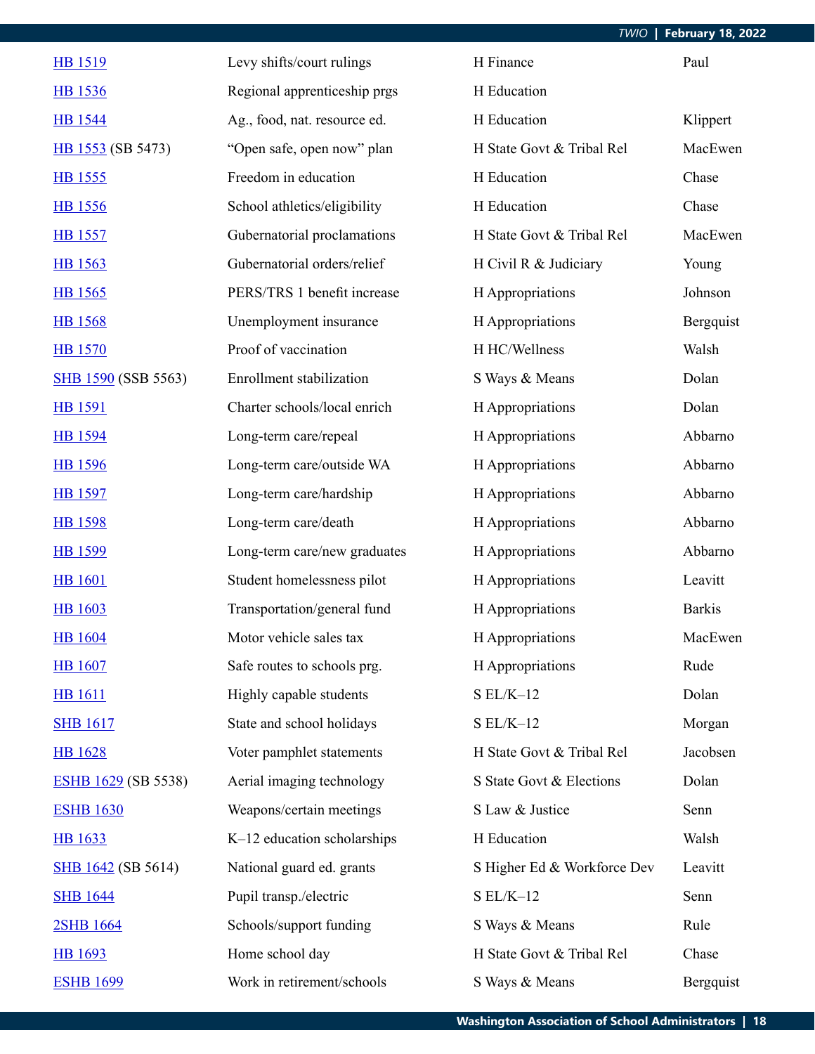| | | | |
|---|---|---|---|
| HB 1519 | Levy shifts/court rulings | H Finance | Paul |
| HB 1536 | Regional apprenticeship prgs | H Education | |
| HB 1544 | Ag., food, nat. resource ed. | H Education | Klippert |
| HB 1553 (SB 5473) | "Open safe, open now" plan | H State Govt & Tribal Rel | MacEwen |
| HB 1555 | Freedom in education | H Education | Chase |
| HB 1556 | School athletics/eligibility | H Education | Chase |
| HB 1557 | Gubernatorial proclamations | H State Govt & Tribal Rel | MacEwen |
| HB 1563 | Gubernatorial orders/relief | H Civil R & Judiciary | Young |
| HB 1565 | PERS/TRS 1 benefit increase | H Appropriations | Johnson |
| HB 1568 | Unemployment insurance | H Appropriations | Bergquist |
| HB 1570 | Proof of vaccination | H HC/Wellness | Walsh |
| SHB 1590 (SSB 5563) | Enrollment stabilization | S Ways & Means | Dolan |
| HB 1591 | Charter schools/local enrich | H Appropriations | Dolan |
| HB 1594 | Long-term care/repeal | H Appropriations | Abbarno |
| HB 1596 | Long-term care/outside WA | H Appropriations | Abbarno |
| HB 1597 | Long-term care/hardship | H Appropriations | Abbarno |
| HB 1598 | Long-term care/death | H Appropriations | Abbarno |
| HB 1599 | Long-term care/new graduates | H Appropriations | Abbarno |
| HB 1601 | Student homelessness pilot | H Appropriations | Leavitt |
| HB 1603 | Transportation/general fund | H Appropriations | Barkis |
| HB 1604 | Motor vehicle sales tax | H Appropriations | MacEwen |
| HB 1607 | Safe routes to schools prg. | H Appropriations | Rude |
| HB 1611 | Highly capable students | S EL/K–12 | Dolan |
| SHB 1617 | State and school holidays | S EL/K–12 | Morgan |
| HB 1628 | Voter pamphlet statements | H State Govt & Tribal Rel | Jacobsen |
| ESHB 1629 (SB 5538) | Aerial imaging technology | S State Govt & Elections | Dolan |
| ESHB 1630 | Weapons/certain meetings | S Law & Justice | Senn |
| HB 1633 | K–12 education scholarships | H Education | Walsh |
| SHB 1642 (SB 5614) | National guard ed. grants | S Higher Ed & Workforce Dev | Leavitt |
| SHB 1644 | Pupil transp./electric | S EL/K–12 | Senn |
| 2SHB 1664 | Schools/support funding | S Ways & Means | Rule |
| HB 1693 | Home school day | H State Govt & Tribal Rel | Chase |
| ESHB 1699 | Work in retirement/schools | S Ways & Means | Bergquist |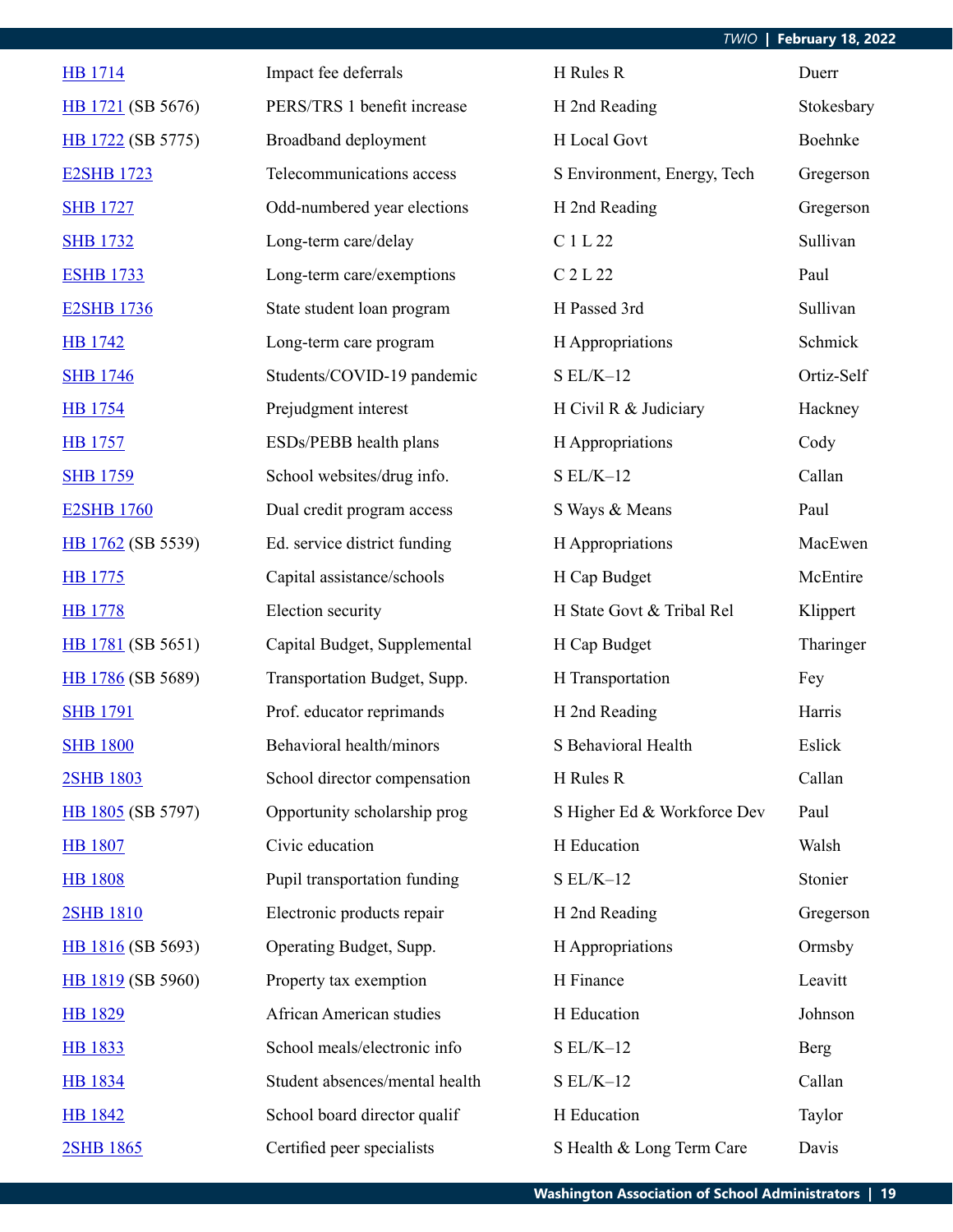| | | | |
|---|---|---|---|
| HB 1714 | Impact fee deferrals | H Rules R | Duerr |
| HB 1721 (SB 5676) | PERS/TRS 1 benefit increase | H 2nd Reading | Stokesbary |
| HB 1722 (SB 5775) | Broadband deployment | H Local Govt | Boehnke |
| E2SHB 1723 | Telecommunications access | S Environment, Energy, Tech | Gregerson |
| SHB 1727 | Odd-numbered year elections | H 2nd Reading | Gregerson |
| SHB 1732 | Long-term care/delay | C 1 L 22 | Sullivan |
| ESHB 1733 | Long-term care/exemptions | C 2 L 22 | Paul |
| E2SHB 1736 | State student loan program | H Passed 3rd | Sullivan |
| HB 1742 | Long-term care program | H Appropriations | Schmick |
| SHB 1746 | Students/COVID-19 pandemic | S EL/K–12 | Ortiz-Self |
| HB 1754 | Prejudgment interest | H Civil R & Judiciary | Hackney |
| HB 1757 | ESDs/PEBB health plans | H Appropriations | Cody |
| SHB 1759 | School websites/drug info. | S EL/K–12 | Callan |
| E2SHB 1760 | Dual credit program access | S Ways & Means | Paul |
| HB 1762 (SB 5539) | Ed. service district funding | H Appropriations | MacEwen |
| HB 1775 | Capital assistance/schools | H Cap Budget | McEntire |
| HB 1778 | Election security | H State Govt & Tribal Rel | Klippert |
| HB 1781 (SB 5651) | Capital Budget, Supplemental | H Cap Budget | Tharinger |
| HB 1786 (SB 5689) | Transportation Budget, Supp. | H Transportation | Fey |
| SHB 1791 | Prof. educator reprimands | H 2nd Reading | Harris |
| SHB 1800 | Behavioral health/minors | S Behavioral Health | Eslick |
| 2SHB 1803 | School director compensation | H Rules R | Callan |
| HB 1805 (SB 5797) | Opportunity scholarship prog | S Higher Ed & Workforce Dev | Paul |
| HB 1807 | Civic education | H Education | Walsh |
| HB 1808 | Pupil transportation funding | S EL/K–12 | Stonier |
| 2SHB 1810 | Electronic products repair | H 2nd Reading | Gregerson |
| HB 1816 (SB 5693) | Operating Budget, Supp. | H Appropriations | Ormsby |
| HB 1819 (SB 5960) | Property tax exemption | H Finance | Leavitt |
| HB 1829 | African American studies | H Education | Johnson |
| HB 1833 | School meals/electronic info | S EL/K–12 | Berg |
| HB 1834 | Student absences/mental health | S EL/K–12 | Callan |
| HB 1842 | School board director qualif | H Education | Taylor |
| 2SHB 1865 | Certified peer specialists | S Health & Long Term Care | Davis |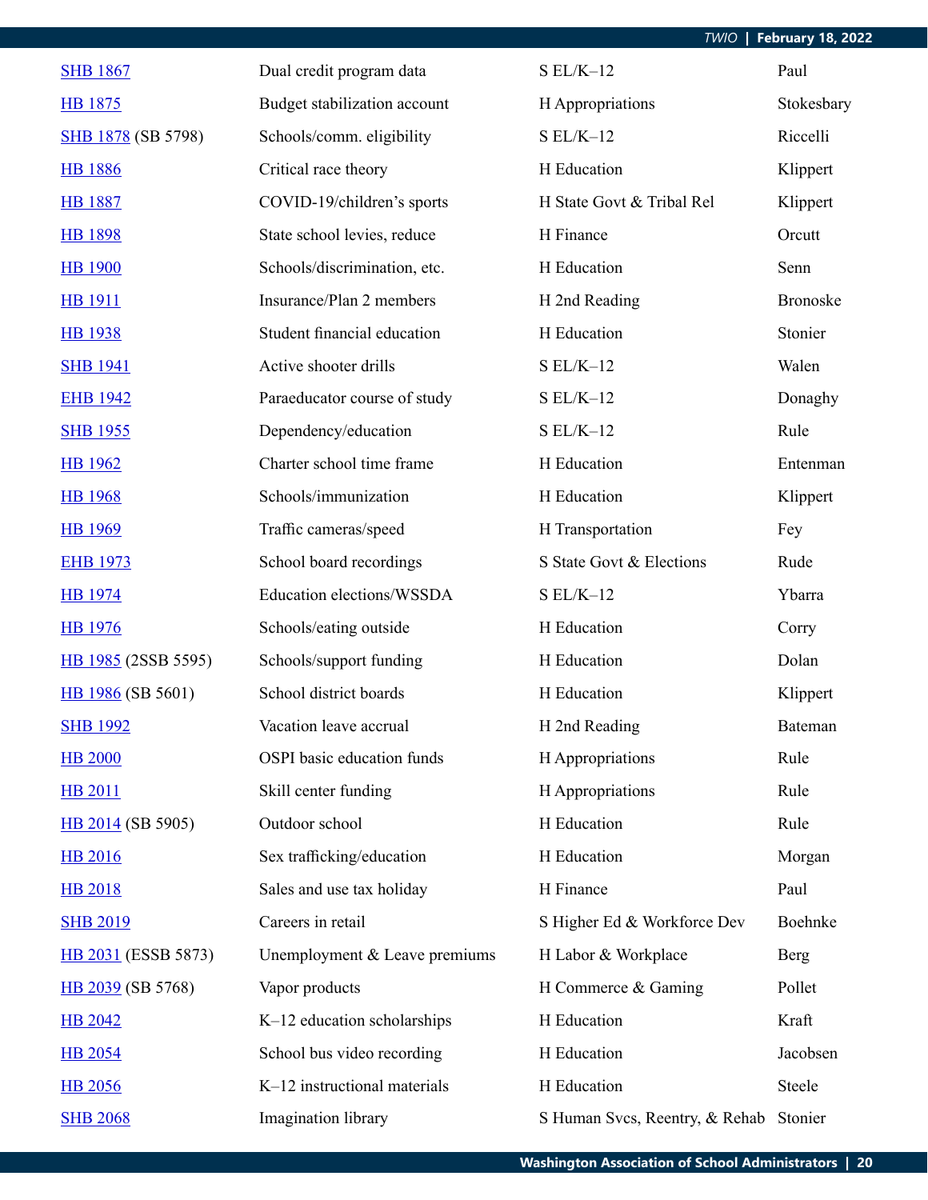| | | | |
|---|---|---|---|
| SHB 1867 | Dual credit program data | S EL/K–12 | Paul |
| HB 1875 | Budget stabilization account | H Appropriations | Stokesbary |
| SHB 1878 (SB 5798) | Schools/comm. eligibility | S EL/K–12 | Riccelli |
| HB 1886 | Critical race theory | H Education | Klippert |
| HB 1887 | COVID-19/children's sports | H State Govt & Tribal Rel | Klippert |
| HB 1898 | State school levies, reduce | H Finance | Orcutt |
| HB 1900 | Schools/discrimination, etc. | H Education | Senn |
| HB 1911 | Insurance/Plan 2 members | H 2nd Reading | Bronoske |
| HB 1938 | Student financial education | H Education | Stonier |
| SHB 1941 | Active shooter drills | S EL/K–12 | Walen |
| EHB 1942 | Paraeducator course of study | S EL/K–12 | Donaghy |
| SHB 1955 | Dependency/education | S EL/K–12 | Rule |
| HB 1962 | Charter school time frame | H Education | Entenman |
| HB 1968 | Schools/immunization | H Education | Klippert |
| HB 1969 | Traffic cameras/speed | H Transportation | Fey |
| EHB 1973 | School board recordings | S State Govt & Elections | Rude |
| HB 1974 | Education elections/WSSDA | S EL/K–12 | Ybarra |
| HB 1976 | Schools/eating outside | H Education | Corry |
| HB 1985 (2SSB 5595) | Schools/support funding | H Education | Dolan |
| HB 1986 (SB 5601) | School district boards | H Education | Klippert |
| SHB 1992 | Vacation leave accrual | H 2nd Reading | Bateman |
| HB 2000 | OSPI basic education funds | H Appropriations | Rule |
| HB 2011 | Skill center funding | H Appropriations | Rule |
| HB 2014 (SB 5905) | Outdoor school | H Education | Rule |
| HB 2016 | Sex trafficking/education | H Education | Morgan |
| HB 2018 | Sales and use tax holiday | H Finance | Paul |
| SHB 2019 | Careers in retail | S Higher Ed & Workforce Dev | Boehnke |
| HB 2031 (ESSB 5873) | Unemployment & Leave premiums | H Labor & Workplace | Berg |
| HB 2039 (SB 5768) | Vapor products | H Commerce & Gaming | Pollet |
| HB 2042 | K–12 education scholarships | H Education | Kraft |
| HB 2054 | School bus video recording | H Education | Jacobsen |
| HB 2056 | K–12 instructional materials | H Education | Steele |
| SHB 2068 | Imagination library | S Human Svcs, Reentry, & Rehab | Stonier |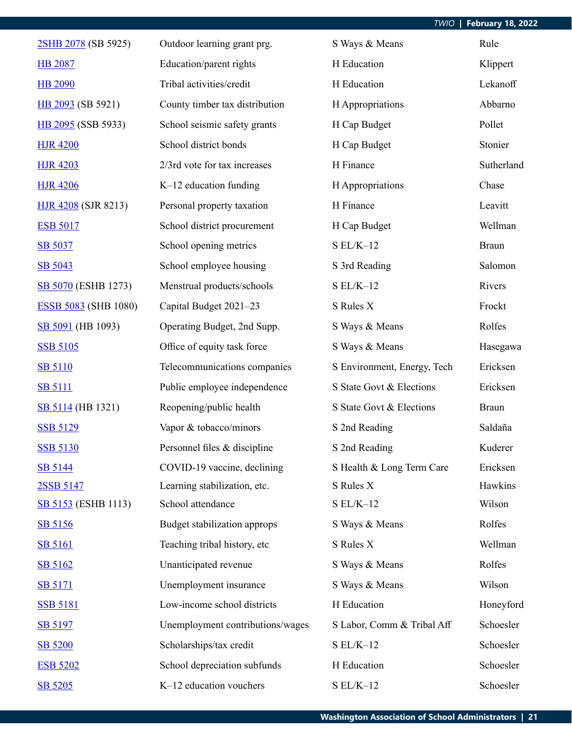| | | | |
|---|---|---|---|
| 2SHB 2078 (SB 5925) | Outdoor learning grant prg. | S Ways & Means | Rule |
| HB 2087 | Education/parent rights | H Education | Klippert |
| HB 2090 | Tribal activities/credit | H Education | Lekanoff |
| HB 2093 (SB 5921) | County timber tax distribution | H Appropriations | Abbarno |
| HB 2095 (SSB 5933) | School seismic safety grants | H Cap Budget | Pollet |
| HJR 4200 | School district bonds | H Cap Budget | Stonier |
| HJR 4203 | 2/3rd vote for tax increases | H Finance | Sutherland |
| HJR 4206 | K–12 education funding | H Appropriations | Chase |
| HJR 4208 (SJR 8213) | Personal property taxation | H Finance | Leavitt |
| ESB 5017 | School district procurement | H Cap Budget | Wellman |
| SB 5037 | School opening metrics | S EL/K–12 | Braun |
| SB 5043 | School employee housing | S 3rd Reading | Salomon |
| SB 5070 (ESHB 1273) | Menstrual products/schools | S EL/K–12 | Rivers |
| ESSB 5083 (SHB 1080) | Capital Budget 2021–23 | S Rules X | Frockt |
| SB 5091 (HB 1093) | Operating Budget, 2nd Supp. | S Ways & Means | Rolfes |
| SSB 5105 | Office of equity task force | S Ways & Means | Hasegawa |
| SB 5110 | Telecommunications companies | S Environment, Energy, Tech | Ericksen |
| SB 5111 | Public employee independence | S State Govt & Elections | Ericksen |
| SB 5114 (HB 1321) | Reopening/public health | S State Govt & Elections | Braun |
| SSB 5129 | Vapor & tobacco/minors | S 2nd Reading | Saldaña |
| SSB 5130 | Personnel files & discipline | S 2nd Reading | Kuderer |
| SB 5144 | COVID-19 vaccine, declining | S Health & Long Term Care | Ericksen |
| 2SSB 5147 | Learning stabilization, etc. | S Rules X | Hawkins |
| SB 5153 (ESHB 1113) | School attendance | S EL/K–12 | Wilson |
| SB 5156 | Budget stabilization approps | S Ways & Means | Rolfes |
| SB 5161 | Teaching tribal history, etc | S Rules X | Wellman |
| SB 5162 | Unanticipated revenue | S Ways & Means | Rolfes |
| SB 5171 | Unemployment insurance | S Ways & Means | Wilson |
| SSB 5181 | Low-income school districts | H Education | Honeyford |
| SB 5197 | Unemployment contributions/wages | S Labor, Comm & Tribal Aff | Schoesler |
| SB 5200 | Scholarships/tax credit | S EL/K–12 | Schoesler |
| ESB 5202 | School depreciation subfunds | H Education | Schoesler |
| SB 5205 | K–12 education vouchers | S EL/K–12 | Schoesler |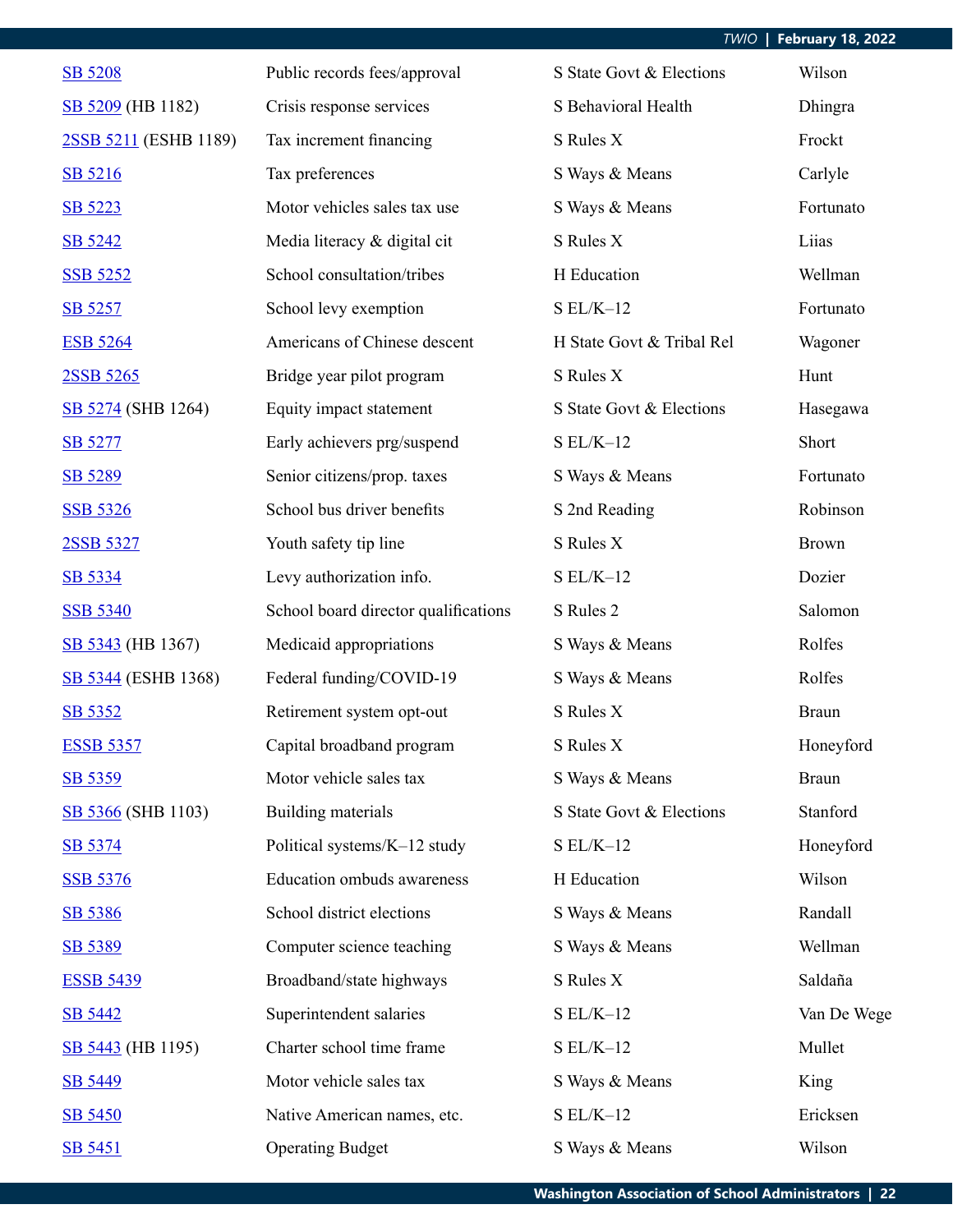| | | | |
|---|---|---|---|
| SB 5208 | Public records fees/approval | S State Govt & Elections | Wilson |
| SB 5209 (HB 1182) | Crisis response services | S Behavioral Health | Dhingra |
| 2SSB 5211 (ESHB 1189) | Tax increment financing | S Rules X | Frockt |
| SB 5216 | Tax preferences | S Ways & Means | Carlyle |
| SB 5223 | Motor vehicles sales tax use | S Ways & Means | Fortunato |
| SB 5242 | Media literacy & digital cit | S Rules X | Liias |
| SSB 5252 | School consultation/tribes | H Education | Wellman |
| SB 5257 | School levy exemption | S EL/K–12 | Fortunato |
| ESB 5264 | Americans of Chinese descent | H State Govt & Tribal Rel | Wagoner |
| 2SSB 5265 | Bridge year pilot program | S Rules X | Hunt |
| SB 5274 (SHB 1264) | Equity impact statement | S State Govt & Elections | Hasegawa |
| SB 5277 | Early achievers prg/suspend | S EL/K–12 | Short |
| SB 5289 | Senior citizens/prop. taxes | S Ways & Means | Fortunato |
| SSB 5326 | School bus driver benefits | S 2nd Reading | Robinson |
| 2SSB 5327 | Youth safety tip line | S Rules X | Brown |
| SB 5334 | Levy authorization info. | S EL/K–12 | Dozier |
| SSB 5340 | School board director qualifications | S Rules 2 | Salomon |
| SB 5343 (HB 1367) | Medicaid appropriations | S Ways & Means | Rolfes |
| SB 5344 (ESHB 1368) | Federal funding/COVID-19 | S Ways & Means | Rolfes |
| SB 5352 | Retirement system opt-out | S Rules X | Braun |
| ESSB 5357 | Capital broadband program | S Rules X | Honeyford |
| SB 5359 | Motor vehicle sales tax | S Ways & Means | Braun |
| SB 5366 (SHB 1103) | Building materials | S State Govt & Elections | Stanford |
| SB 5374 | Political systems/K–12 study | S EL/K–12 | Honeyford |
| SSB 5376 | Education ombuds awareness | H Education | Wilson |
| SB 5386 | School district elections | S Ways & Means | Randall |
| SB 5389 | Computer science teaching | S Ways & Means | Wellman |
| ESSB 5439 | Broadband/state highways | S Rules X | Saldaña |
| SB 5442 | Superintendent salaries | S EL/K–12 | Van De Wege |
| SB 5443 (HB 1195) | Charter school time frame | S EL/K–12 | Mullet |
| SB 5449 | Motor vehicle sales tax | S Ways & Means | King |
| SB 5450 | Native American names, etc. | S EL/K–12 | Ericksen |
| SB 5451 | Operating Budget | S Ways & Means | Wilson |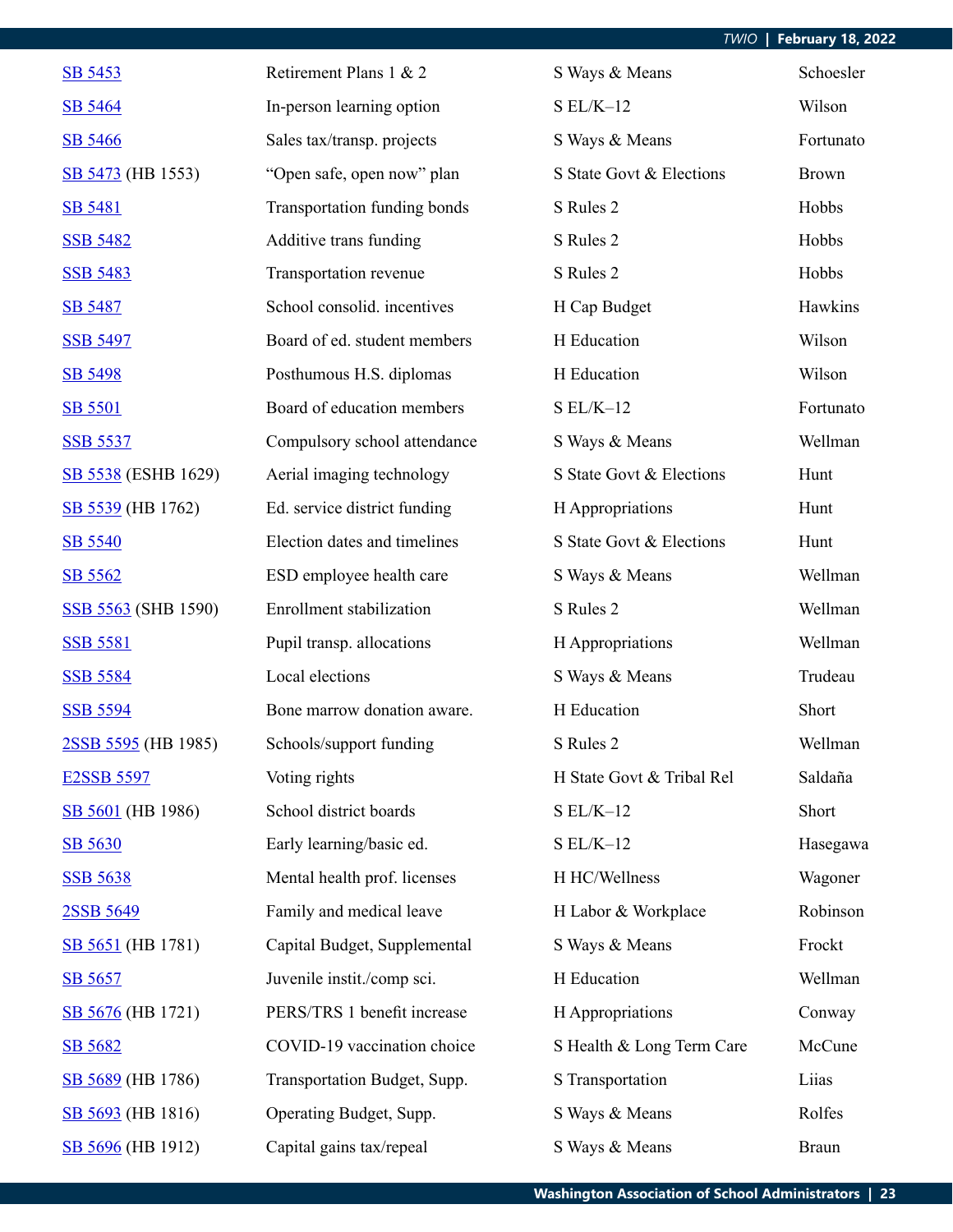| | | | |
|---|---|---|---|
| SB 5453 | Retirement Plans 1 & 2 | S Ways & Means | Schoesler |
| SB 5464 | In-person learning option | S EL/K–12 | Wilson |
| SB 5466 | Sales tax/transp. projects | S Ways & Means | Fortunato |
| SB 5473 (HB 1553) | "Open safe, open now" plan | S State Govt & Elections | Brown |
| SB 5481 | Transportation funding bonds | S Rules 2 | Hobbs |
| SSB 5482 | Additive trans funding | S Rules 2 | Hobbs |
| SSB 5483 | Transportation revenue | S Rules 2 | Hobbs |
| SB 5487 | School consolid. incentives | H Cap Budget | Hawkins |
| SSB 5497 | Board of ed. student members | H Education | Wilson |
| SB 5498 | Posthumous H.S. diplomas | H Education | Wilson |
| SB 5501 | Board of education members | S EL/K–12 | Fortunato |
| SSB 5537 | Compulsory school attendance | S Ways & Means | Wellman |
| SB 5538 (ESHB 1629) | Aerial imaging technology | S State Govt & Elections | Hunt |
| SB 5539 (HB 1762) | Ed. service district funding | H Appropriations | Hunt |
| SB 5540 | Election dates and timelines | S State Govt & Elections | Hunt |
| SB 5562 | ESD employee health care | S Ways & Means | Wellman |
| SSB 5563 (SHB 1590) | Enrollment stabilization | S Rules 2 | Wellman |
| SSB 5581 | Pupil transp. allocations | H Appropriations | Wellman |
| SSB 5584 | Local elections | S Ways & Means | Trudeau |
| SSB 5594 | Bone marrow donation aware. | H Education | Short |
| 2SSB 5595 (HB 1985) | Schools/support funding | S Rules 2 | Wellman |
| E2SSB 5597 | Voting rights | H State Govt & Tribal Rel | Saldaña |
| SB 5601 (HB 1986) | School district boards | S EL/K–12 | Short |
| SB 5630 | Early learning/basic ed. | S EL/K–12 | Hasegawa |
| SSB 5638 | Mental health prof. licenses | H HC/Wellness | Wagoner |
| 2SSB 5649 | Family and medical leave | H Labor & Workplace | Robinson |
| SB 5651 (HB 1781) | Capital Budget, Supplemental | S Ways & Means | Frockt |
| SB 5657 | Juvenile instit./comp sci. | H Education | Wellman |
| SB 5676 (HB 1721) | PERS/TRS 1 benefit increase | H Appropriations | Conway |
| SB 5682 | COVID-19 vaccination choice | S Health & Long Term Care | McCune |
| SB 5689 (HB 1786) | Transportation Budget, Supp. | S Transportation | Liias |
| SB 5693 (HB 1816) | Operating Budget, Supp. | S Ways & Means | Rolfes |
| SB 5696 (HB 1912) | Capital gains tax/repeal | S Ways & Means | Braun |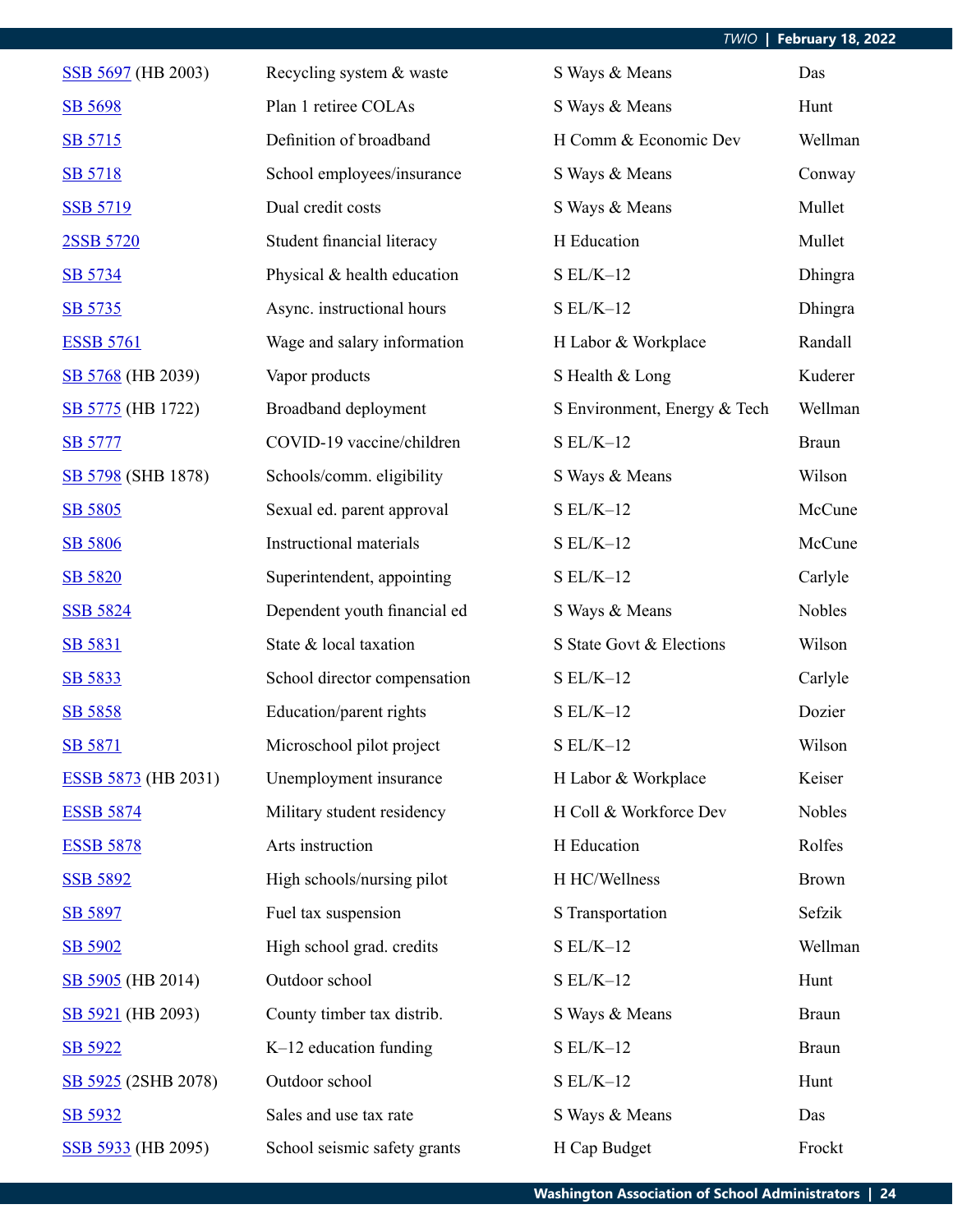| | | | |
|---|---|---|---|
| SSB 5697 (HB 2003) | Recycling system & waste | S Ways & Means | Das |
| SB 5698 | Plan 1 retiree COLAs | S Ways & Means | Hunt |
| SB 5715 | Definition of broadband | H Comm & Economic Dev | Wellman |
| SB 5718 | School employees/insurance | S Ways & Means | Conway |
| SSB 5719 | Dual credit costs | S Ways & Means | Mullet |
| 2SSB 5720 | Student financial literacy | H Education | Mullet |
| SB 5734 | Physical & health education | S EL/K–12 | Dhingra |
| SB 5735 | Async. instructional hours | S EL/K–12 | Dhingra |
| ESSB 5761 | Wage and salary information | H Labor & Workplace | Randall |
| SB 5768 (HB 2039) | Vapor products | S Health & Long | Kuderer |
| SB 5775 (HB 1722) | Broadband deployment | S Environment, Energy & Tech | Wellman |
| SB 5777 | COVID-19 vaccine/children | S EL/K–12 | Braun |
| SB 5798 (SHB 1878) | Schools/comm. eligibility | S Ways & Means | Wilson |
| SB 5805 | Sexual ed. parent approval | S EL/K–12 | McCune |
| SB 5806 | Instructional materials | S EL/K–12 | McCune |
| SB 5820 | Superintendent, appointing | S EL/K–12 | Carlyle |
| SSB 5824 | Dependent youth financial ed | S Ways & Means | Nobles |
| SB 5831 | State & local taxation | S State Govt & Elections | Wilson |
| SB 5833 | School director compensation | S EL/K–12 | Carlyle |
| SB 5858 | Education/parent rights | S EL/K–12 | Dozier |
| SB 5871 | Microschool pilot project | S EL/K–12 | Wilson |
| ESSB 5873 (HB 2031) | Unemployment insurance | H Labor & Workplace | Keiser |
| ESSB 5874 | Military student residency | H Coll & Workforce Dev | Nobles |
| ESSB 5878 | Arts instruction | H Education | Rolfes |
| SSB 5892 | High schools/nursing pilot | H HC/Wellness | Brown |
| SB 5897 | Fuel tax suspension | S Transportation | Sefzik |
| SB 5902 | High school grad. credits | S EL/K–12 | Wellman |
| SB 5905 (HB 2014) | Outdoor school | S EL/K–12 | Hunt |
| SB 5921 (HB 2093) | County timber tax distrib. | S Ways & Means | Braun |
| SB 5922 | K–12 education funding | S EL/K–12 | Braun |
| SB 5925 (2SHB 2078) | Outdoor school | S EL/K–12 | Hunt |
| SB 5932 | Sales and use tax rate | S Ways & Means | Das |
| SSB 5933 (HB 2095) | School seismic safety grants | H Cap Budget | Frockt |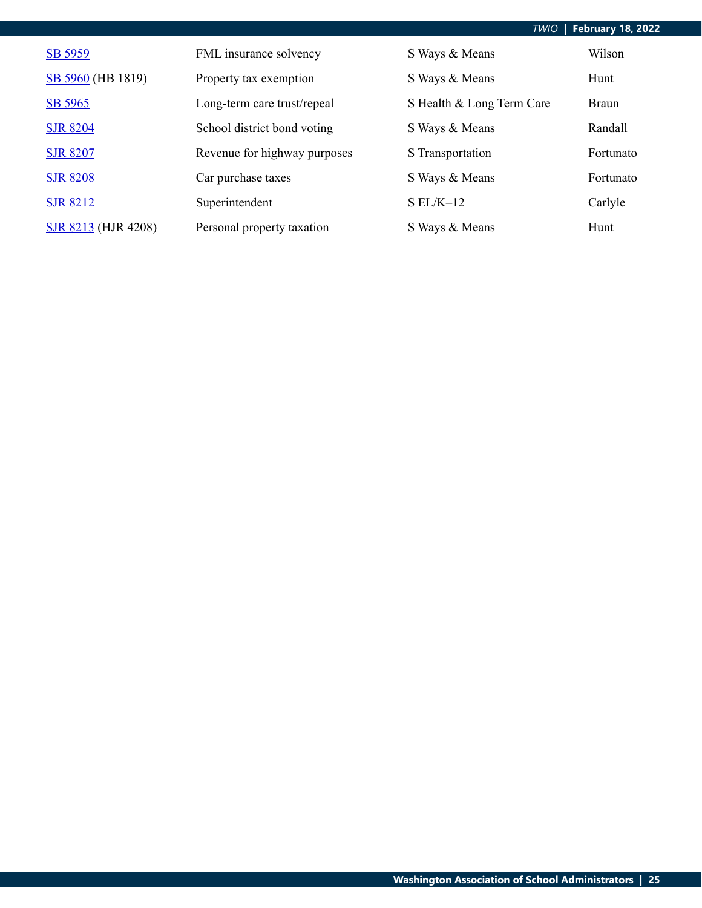| | | | |
|---|---|---|---|
| SB 5959 | FML insurance solvency | S Ways & Means | Wilson |
| SB 5960 (HB 1819) | Property tax exemption | S Ways & Means | Hunt |
| SB 5965 | Long-term care trust/repeal | S Health & Long Term Care | Braun |
| SJR 8204 | School district bond voting | S Ways & Means | Randall |
| SJR 8207 | Revenue for highway purposes | S Transportation | Fortunato |
| SJR 8208 | Car purchase taxes | S Ways & Means | Fortunato |
| SJR 8212 | Superintendent | S EL/K–12 | Carlyle |
| SJR 8213 (HJR 4208) | Personal property taxation | S Ways & Means | Hunt |